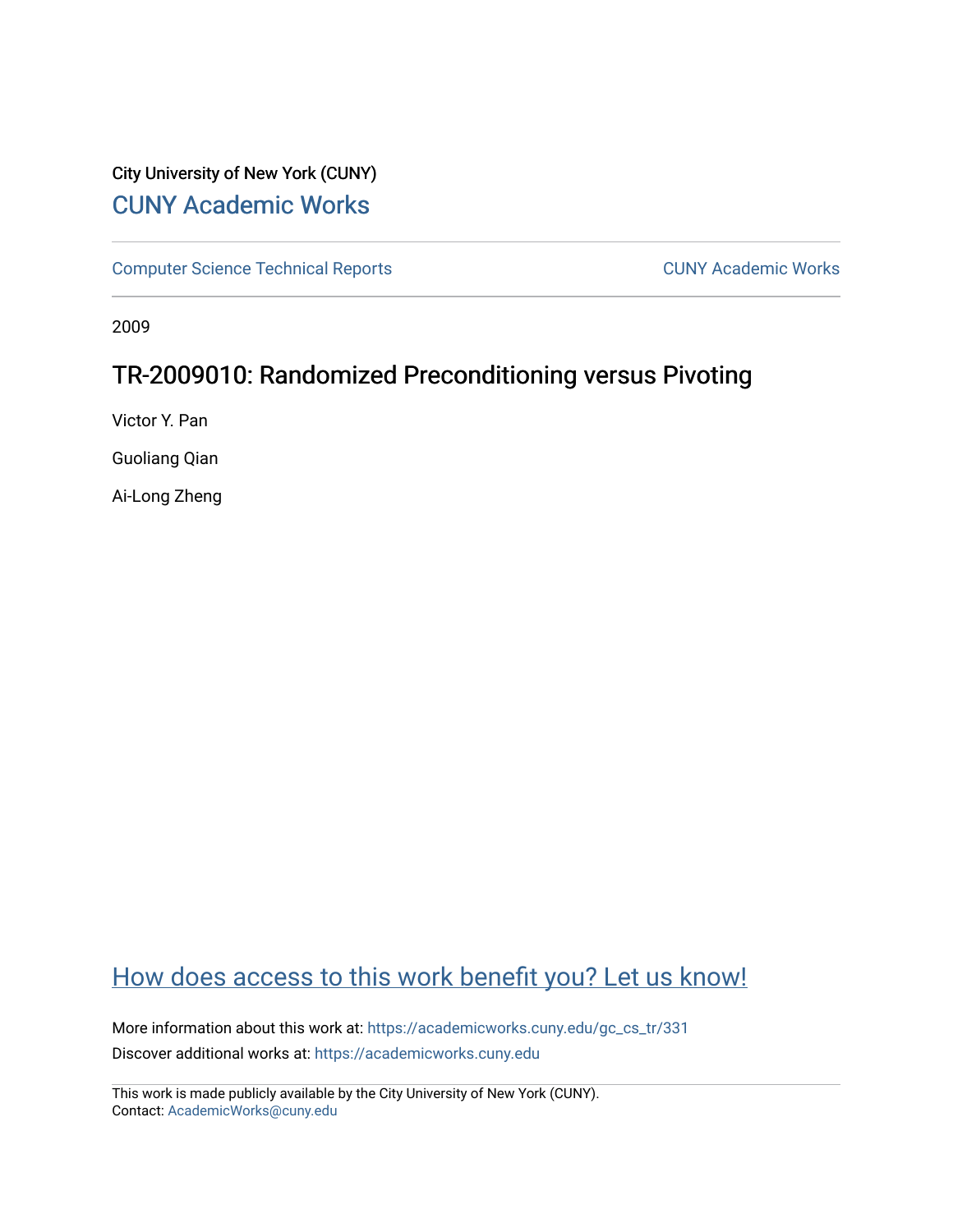City University of New York (CUNY)

[CUNY Academic Works](https://academicworks.cuny.edu)

---

[Computer Science Technical Reports](https://academicworks.cuny.edu/gc_cs_tr) | [CUNY Academic Works](https://academicworks.cuny.edu)

---

2009

# TR-2009010: Randomized Preconditioning versus Pivoting

Victor Y. Pan

Guoliang Qian

Ai-Long Zheng

## How does access to this work benefit you? Let us know!

More information about this work at: https://academicworks.cuny.edu/gc_cs_tr/331

Discover additional works at: https://academicworks.cuny.edu

---

This work is made publicly available by the City University of New York (CUNY).
Contact: AcademicWorks@cuny.edu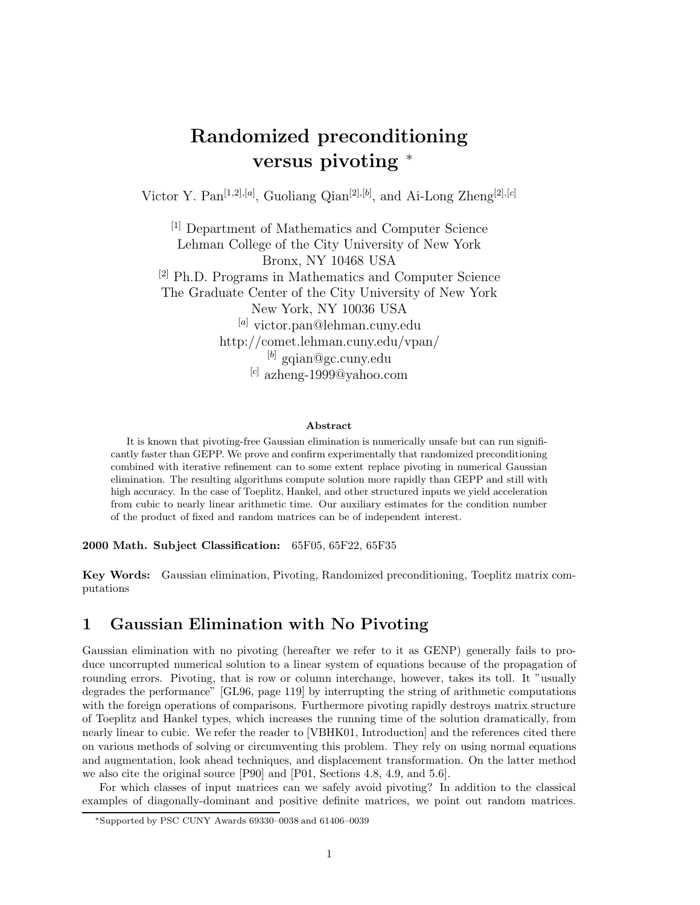# Randomized preconditioning versus pivoting *

Victor Y. Pan[1,2],[a], Guoliang Qian[2],[b], and Ai-Long Zheng[2],[c]

[1] Department of Mathematics and Computer Science
Lehman College of the City University of New York
Bronx, NY 10468 USA
[2] Ph.D. Programs in Mathematics and Computer Science
The Graduate Center of the City University of New York
New York, NY 10036 USA
[a] victor.pan@lehman.cuny.edu
http://comet.lehman.cuny.edu/vpan/
[b] gqian@gc.cuny.edu
[c] azheng-1999@yahoo.com

**Abstract**

It is known that pivoting-free Gaussian elimination is numerically unsafe but can run significantly faster than GEPP. We prove and confirm experimentally that randomized preconditioning combined with iterative refinement can to some extent replace pivoting in numerical Gaussian elimination. The resulting algorithms compute solution more rapidly than GEPP and still with high accuracy. In the case of Toeplitz, Hankel, and other structured inputs we yield acceleration from cubic to nearly linear arithmetic time. Our auxiliary estimates for the condition number of the product of fixed and random matrices can be of independent interest.

**2000 Math. Subject Classification:** 65F05, 65F22, 65F35

**Key Words:** Gaussian elimination, Pivoting, Randomized preconditioning, Toeplitz matrix computations

## 1 Gaussian Elimination with No Pivoting

Gaussian elimination with no pivoting (hereafter we refer to it as GENP) generally fails to produce uncorrupted numerical solution to a linear system of equations because of the propagation of rounding errors. Pivoting, that is row or column interchange, however, takes its toll. It "usually degrades the performance" [GL96, page 119] by interrupting the string of arithmetic computations with the foreign operations of comparisons. Furthermore pivoting rapidly destroys matrix structure of Toeplitz and Hankel types, which increases the running time of the solution dramatically, from nearly linear to cubic. We refer the reader to [VBHK01, Introduction] and the references cited there on various methods of solving or circumventing this problem. They rely on using normal equations and augmentation, look ahead techniques, and displacement transformation. On the latter method we also cite the original source [P90] and [P01, Sections 4.8, 4.9, and 5.6].

For which classes of input matrices can we safely avoid pivoting? In addition to the classical examples of diagonally-dominant and positive definite matrices, we point out random matrices.

*Supported by PSC CUNY Awards 69330–0038 and 61406–0039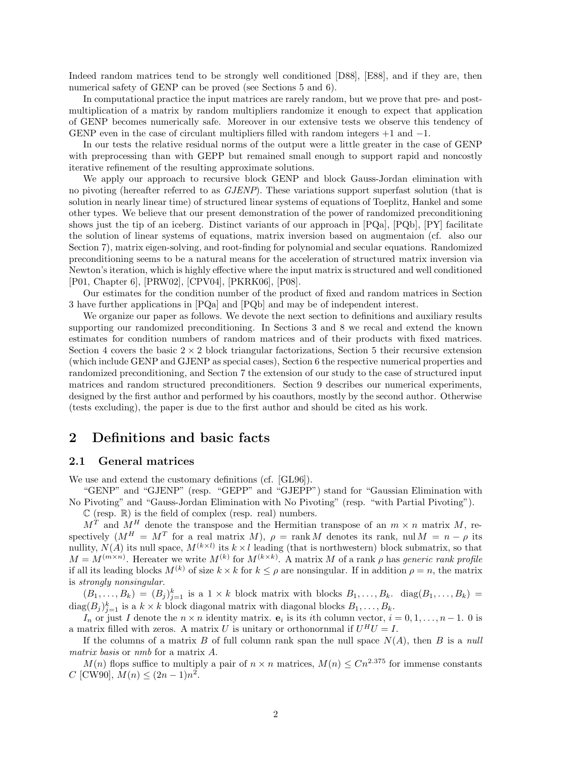Indeed random matrices tend to be strongly well conditioned [D88], [E88], and if they are, then numerical safety of GENP can be proved (see Sections 5 and 6).

In computational practice the input matrices are rarely random, but we prove that pre- and post-multiplication of a matrix by random multipliers randomize it enough to expect that application of GENP becomes numerically safe. Moreover in our extensive tests we observe this tendency of GENP even in the case of circulant multipliers filled with random integers +1 and −1.

In our tests the relative residual norms of the output were a little greater in the case of GENP with preprocessing than with GEPP but remained small enough to support rapid and noncostly iterative refinement of the resulting approximate solutions.

We apply our approach to recursive block GENP and block Gauss-Jordan elimination with no pivoting (hereafter referred to as *GJENP*). These variations support superfast solution (that is solution in nearly linear time) of structured linear systems of equations of Toeplitz, Hankel and some other types. We believe that our present demonstration of the power of randomized preconditioning shows just the tip of an iceberg. Distinct variants of our approach in [PQa], [PQb], [PY] facilitate the solution of linear systems of equations, matrix inversion based on augmentaion (cf. also our Section 7), matrix eigen-solving, and root-finding for polynomial and secular equations. Randomized preconditioning seems to be a natural means for the acceleration of structured matrix inversion via Newton's iteration, which is highly effective where the input matrix is structured and well conditioned [P01, Chapter 6], [PRW02], [CPV04], [PKRK06], [P08].

Our estimates for the condition number of the product of fixed and random matrices in Section 3 have further applications in [PQa] and [PQb] and may be of independent interest.

We organize our paper as follows. We devote the next section to definitions and auxiliary results supporting our randomized preconditioning. In Sections 3 and 8 we recal and extend the known estimates for condition numbers of random matrices and of their products with fixed matrices. Section 4 covers the basic $2 \times 2$ block triangular factorizations, Section 5 their recursive extension (which include GENP and GJENP as special cases), Section 6 the respective numerical properties and randomized preconditioning, and Section 7 the extension of our study to the case of structured input matrices and random structured preconditioners. Section 9 describes our numerical experiments, designed by the first author and performed by his coauthors, mostly by the second author. Otherwise (tests excluding), the paper is due to the first author and should be cited as his work.

# 2 Definitions and basic facts

## 2.1 General matrices

We use and extend the customary definitions (cf. [GL96]).

"GENP" and "GJENP" (resp. "GEPP" and "GJEPP") stand for "Gaussian Elimination with No Pivoting" and "Gauss-Jordan Elimination with No Pivoting" (resp. "with Partial Pivoting").

$\mathbb{C}$ (resp. $\mathbb{R}$) is the field of complex (resp. real) numbers.

$M^T$ and $M^H$ denote the transpose and the Hermitian transpose of an $m \times n$ matrix $M$, respectively ($M^H = M^T$ for a real matrix $M$), $\rho = \operatorname{rank} M$ denotes its rank, $\operatorname{nul} M = n - \rho$ its nullity, $N(A)$ its null space, $M^{(k \times l)}$ its $k \times l$ leading (that is northwestern) block submatrix, so that $M = M^{(m \times n)}$. Hereater we write $M^{(k)}$ for $M^{(k \times k)}$. A matrix $M$ of a rank $\rho$ has *generic rank profile* if all its leading blocks $M^{(k)}$ of size $k \times k$ for $k \leq \rho$ are nonsingular. If in addition $\rho = n$, the matrix is *strongly nonsingular*.

$(B_1, \dots, B_k) = (B_j)_{j=1}^k$ is a $1 \times k$ block matrix with blocks $B_1, \dots, B_k$. $\operatorname{diag}(B_1, \dots, B_k) = \operatorname{diag}(B_j)_{j=1}^k$ is a $k \times k$ block diagonal matrix with diagonal blocks $B_1, \dots, B_k$.

$I_n$ or just $I$ denote the $n \times n$ identity matrix. $\mathbf{e}_i$ is its $i$th column vector, $i = 0, 1, \dots, n-1$. 0 is a matrix filled with zeros. A matrix $U$ is unitary or orthonornmal if $U^H U = I$.

If the columns of a matrix $B$ of full column rank span the null space $N(A)$, then $B$ is a *null matrix basis* or *nmb* for a matrix $A$.

$M(n)$ flops suffice to multiply a pair of $n \times n$ matrices, $M(n) \leq Cn^{2.375}$ for immense constants $C$ [CW90], $M(n) \leq (2n-1)n^2$.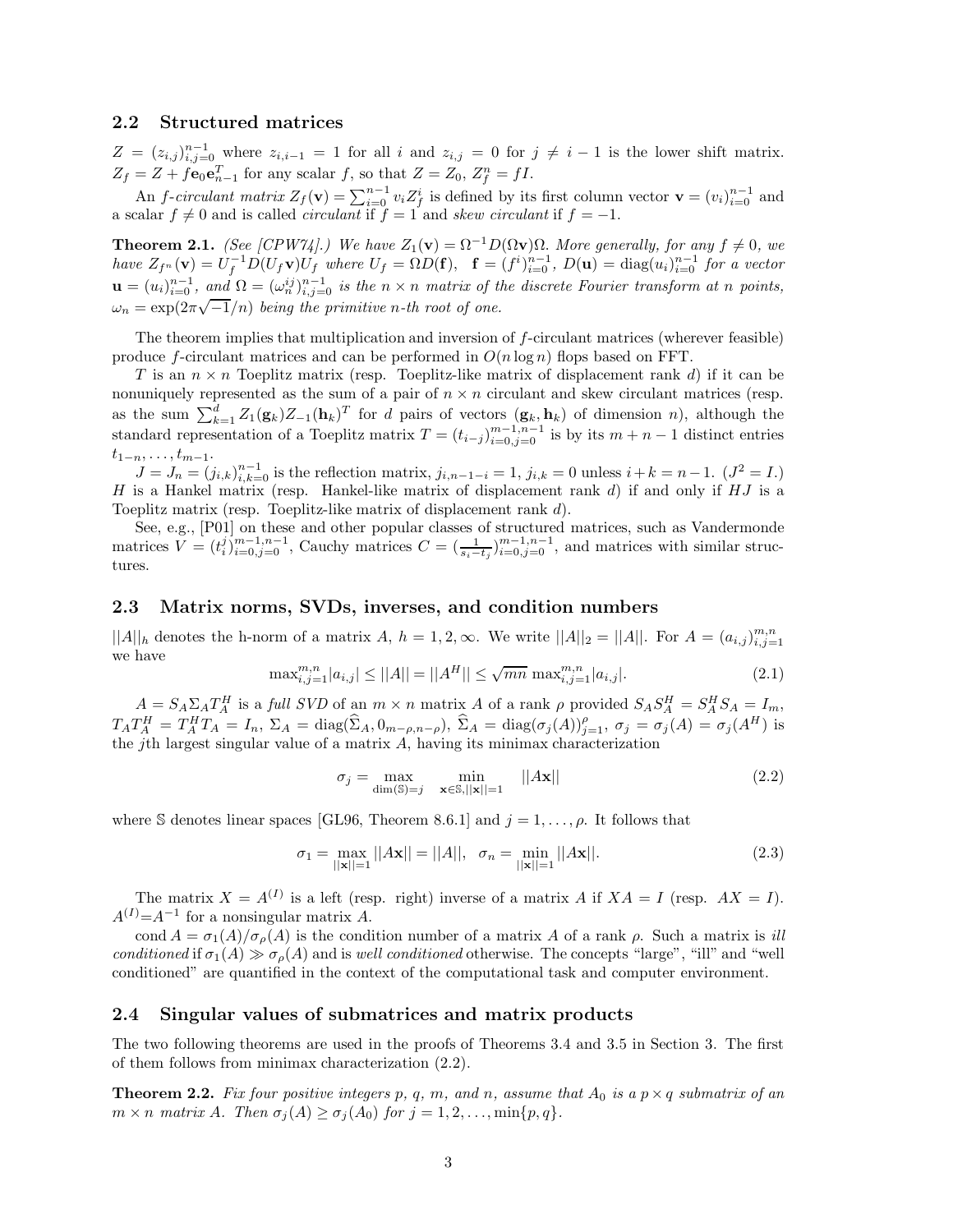### 2.2 Structured matrices

$Z = (z_{i,j})_{i,j=0}^{n-1}$ where $z_{i,i-1} = 1$ for all $i$ and $z_{i,j} = 0$ for $j \neq i-1$ is the lower shift matrix. $Z_f = Z + f\mathbf{e}_0\mathbf{e}_{n-1}^T$ for any scalar $f$, so that $Z = Z_0$, $Z_f^n = fI$.

An *f-circulant matrix* $Z_f(\mathbf{v}) = \sum_{i=0}^{n-1} v_i Z_f^i$ is defined by its first column vector $\mathbf{v} = (v_i)_{i=0}^{n-1}$ and a scalar $f \neq 0$ and is called *circulant* if $f = 1$ and *skew circulant* if $f = -1$.

**Theorem 2.1.** *(See [CPW74].) We have $Z_1(\mathbf{v}) = \Omega^{-1}D(\Omega\mathbf{v})\Omega$. More generally, for any $f \neq 0$, we have $Z_{f^n}(\mathbf{v}) = U_f^{-1}D(U_f\mathbf{v})U_f$ where $U_f = \Omega D(\mathbf{f})$, $\mathbf{f} = (f^i)_{i=0}^{n-1}$, $D(\mathbf{u}) = \operatorname{diag}(u_i)_{i=0}^{n-1}$ for a vector $\mathbf{u} = (u_i)_{i=0}^{n-1}$, and $\Omega = (\omega_n^{ij})_{i,j=0}^{n-1}$ is the $n \times n$ matrix of the discrete Fourier transform at $n$ points, $\omega_n = \exp(2\pi\sqrt{-1}/n)$ being the primitive $n$-th root of one.*

The theorem implies that multiplication and inversion of $f$-circulant matrices (wherever feasible) produce $f$-circulant matrices and can be performed in $O(n \log n)$ flops based on FFT.

$T$ is an $n \times n$ Toeplitz matrix (resp. Toeplitz-like matrix of displacement rank $d$) if it can be nonuniquely represented as the sum of a pair of $n \times n$ circulant and skew circulant matrices (resp. as the sum $\sum_{k=1}^{d} Z_1(\mathbf{g}_k)Z_{-1}(\mathbf{h}_k)^T$ for $d$ pairs of vectors $(\mathbf{g}_k, \mathbf{h}_k)$ of dimension $n$), although the standard representation of a Toeplitz matrix $T = (t_{i-j})_{i=0,j=0}^{m-1,n-1}$ is by its $m+n-1$ distinct entries $t_{1-n}, \ldots, t_{m-1}$.

$J = J_n = (j_{i,k})_{i,k=0}^{n-1}$ is the reflection matrix, $j_{i,n-1-i} = 1$, $j_{i,k} = 0$ unless $i+k = n-1$. ($J^2 = I$.) $H$ is a Hankel matrix (resp. Hankel-like matrix of displacement rank $d$) if and only if $HJ$ is a Toeplitz matrix (resp. Toeplitz-like matrix of displacement rank $d$).

See, e.g., [P01] on these and other popular classes of structured matrices, such as Vandermonde matrices $V = (t_i^j)_{i=0,j=0}^{m-1,n-1}$, Cauchy matrices $C = (\frac{1}{s_i - t_j})_{i=0,j=0}^{m-1,n-1}$, and matrices with similar structures.

### 2.3 Matrix norms, SVDs, inverses, and condition numbers

$||A||_h$ denotes the h-norm of a matrix $A$, $h = 1, 2, \infty$. We write $||A||_2 = ||A||$. For $A = (a_{i,j})_{i,j=1}^{m,n}$ we have

$$\max_{i,j=1}^{m,n}|a_{i,j}| \leq ||A|| = ||A^H|| \leq \sqrt{mn}\,\max_{i,j=1}^{m,n}|a_{i,j}|. \tag{2.1}$$

$A = S_A\Sigma_A T_A^H$ is a *full SVD* of an $m \times n$ matrix $A$ of a rank $\rho$ provided $S_A S_A^H = S_A^H S_A = I_m$, $T_A T_A^H = T_A^H T_A = I_n$, $\Sigma_A = \operatorname{diag}(\widehat{\Sigma}_A, 0_{m-\rho,n-\rho})$, $\widehat{\Sigma}_A = \operatorname{diag}(\sigma_j(A))_{j=1}^{\rho}$, $\sigma_j = \sigma_j(A) = \sigma_j(A^H)$ is the $j$th largest singular value of a matrix $A$, having its minimax characterization

$$\sigma_j = \max_{\dim(\mathbb{S})=j} \quad \min_{\mathbf{x}\in\mathbb{S}, ||\mathbf{x}||=1} \quad ||A\mathbf{x}|| \tag{2.2}$$

where $\mathbb{S}$ denotes linear spaces [GL96, Theorem 8.6.1] and $j = 1, \ldots, \rho$. It follows that

$$\sigma_1 = \max_{||\mathbf{x}||=1} ||A\mathbf{x}|| = ||A||, \quad \sigma_n = \min_{||\mathbf{x}||=1} ||A\mathbf{x}||. \tag{2.3}$$

The matrix $X = A^{(I)}$ is a left (resp. right) inverse of a matrix $A$ if $XA = I$ (resp. $AX = I$). $A^{(I)} = A^{-1}$ for a nonsingular matrix $A$.

$\operatorname{cond} A = \sigma_1(A)/\sigma_\rho(A)$ is the condition number of a matrix $A$ of a rank $\rho$. Such a matrix is *ill conditioned* if $\sigma_1(A) \gg \sigma_\rho(A)$ and is *well conditioned* otherwise. The concepts "large", "ill" and "well conditioned" are quantified in the context of the computational task and computer environment.

### 2.4 Singular values of submatrices and matrix products

The two following theorems are used in the proofs of Theorems 3.4 and 3.5 in Section 3. The first of them follows from minimax characterization (2.2).

**Theorem 2.2.** *Fix four positive integers $p$, $q$, $m$, and $n$, assume that $A_0$ is a $p \times q$ submatrix of an $m \times n$ matrix $A$. Then $\sigma_j(A) \geq \sigma_j(A_0)$ for $j = 1, 2, \ldots, \min\{p, q\}$.*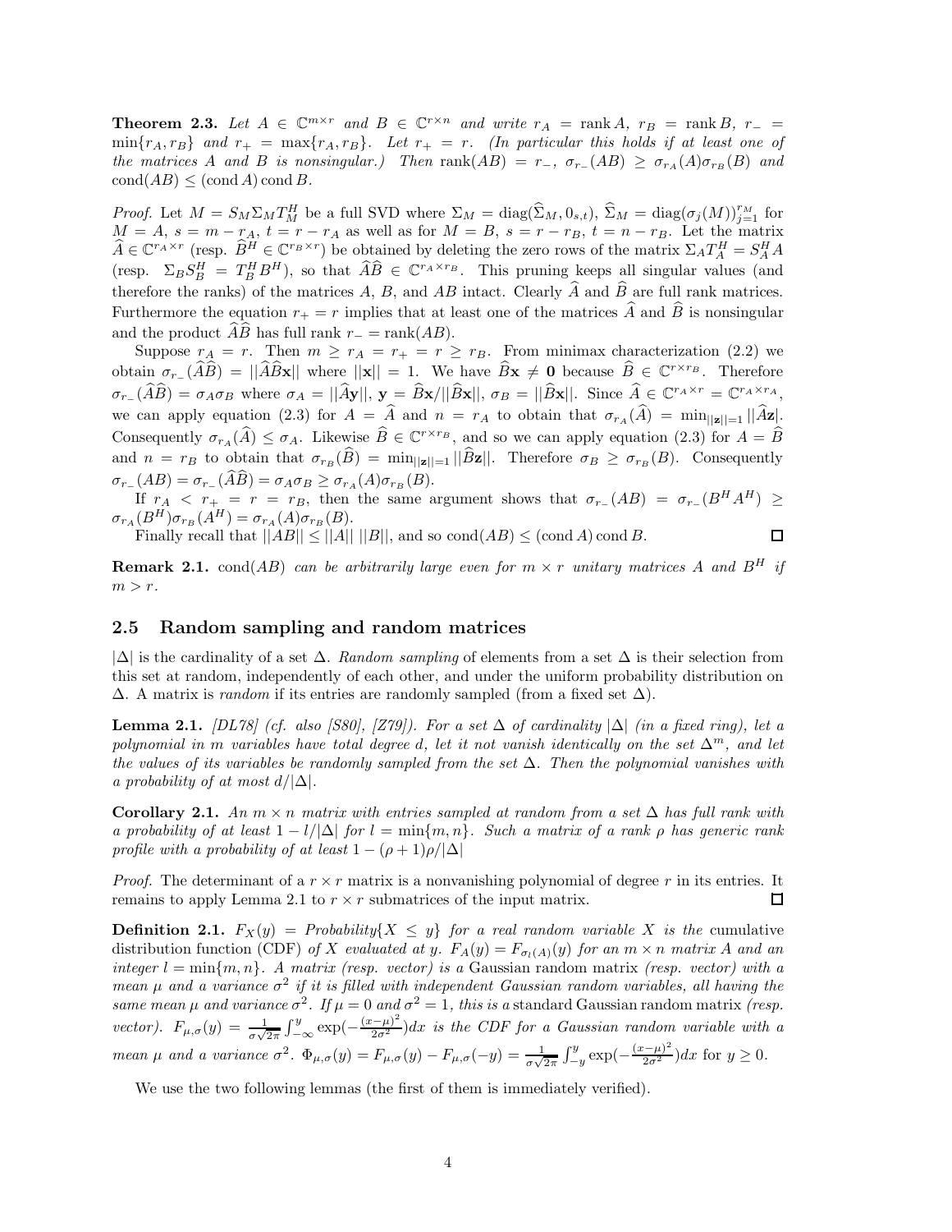**Theorem 2.3.** *Let $A \in \mathbb{C}^{m\times r}$ and $B \in \mathbb{C}^{r\times n}$ and write $r_A = \operatorname{rank} A$, $r_B = \operatorname{rank} B$, $r_- = \min\{r_A, r_B\}$ and $r_+ = \max\{r_A, r_B\}$. Let $r_+ = r$. (In particular this holds if at least one of the matrices $A$ and $B$ is nonsingular.) Then $\operatorname{rank}(AB) = r_-$, $\sigma_{r_-}(AB) \geq \sigma_{r_A}(A)\sigma_{r_B}(B)$ and $\operatorname{cond}(AB) \leq (\operatorname{cond} A) \operatorname{cond} B$.*

*Proof.* Let $M = S_M \Sigma_M T_M^H$ be a full SVD where $\Sigma_M = \operatorname{diag}(\widehat{\Sigma}_M, 0_{s,t})$, $\widehat{\Sigma}_M = \operatorname{diag}(\sigma_j(M))_{j=1}^{r_M}$ for $M = A$, $s = m - r_A$, $t = r - r_A$ as well as for $M = B$, $s = r - r_B$, $t = n - r_B$. Let the matrix $\widehat{A} \in \mathbb{C}^{r_A \times r}$ (resp. $\widehat{B}^H \in \mathbb{C}^{r_B\times r}$) be obtained by deleting the zero rows of the matrix $\Sigma_A T_A^H = S_A^H A$ (resp. $\Sigma_B S_B^H = T_B^H B^H$), so that $\widehat{A}\widehat{B} \in \mathbb{C}^{r_A\times r_B}$. This pruning keeps all singular values (and therefore the ranks) of the matrices $A$, $B$, and $AB$ intact. Clearly $\widehat{A}$ and $\widehat{B}$ are full rank matrices. Furthermore the equation $r_+ = r$ implies that at least one of the matrices $\widehat{A}$ and $\widehat{B}$ is nonsingular and the product $\widehat{A}\widehat{B}$ has full rank $r_- = \operatorname{rank}(AB)$.

Suppose $r_A = r$. Then $m \geq r_A = r_+ = r \geq r_B$. From minimax characterization (2.2) we obtain $\sigma_{r_-}(\widehat{A}\widehat{B}) = ||\widehat{A}\widehat{B}\mathbf{x}||$ where $||\mathbf{x}|| = 1$. We have $\widehat{B}\mathbf{x} \neq \mathbf{0}$ because $\widehat{B} \in \mathbb{C}^{r\times r_B}$. Therefore $\sigma_{r_-}(\widehat{A}\widehat{B}) = \sigma_A\sigma_B$ where $\sigma_A = ||\widehat{A}\mathbf{y}||$, $\mathbf{y} = \widehat{B}\mathbf{x}/||\widehat{B}\mathbf{x}||$, $\sigma_B = ||\widehat{B}\mathbf{x}||$. Since $\widehat{A} \in \mathbb{C}^{r_A\times r} = \mathbb{C}^{r_A\times r_A}$, we can apply equation (2.3) for $A = \widehat{A}$ and $n = r_A$ to obtain that $\sigma_{r_A}(\widehat{A}) = \min_{||\mathbf{z}||=1} ||\widehat{A}\mathbf{z}|$. Consequently $\sigma_{r_A}(\widehat{A}) \leq \sigma_A$. Likewise $\widehat{B} \in \mathbb{C}^{r\times r_B}$, and so we can apply equation (2.3) for $A = \widehat{B}$ and $n = r_B$ to obtain that $\sigma_{r_B}(\widehat{B}) = \min_{||\mathbf{z}||=1} ||\widehat{B}\mathbf{z}||$. Therefore $\sigma_B \geq \sigma_{r_B}(B)$. Consequently $\sigma_{r_-}(AB) = \sigma_{r_-}(\widehat{A}\widehat{B}) = \sigma_A\sigma_B \geq \sigma_{r_A}(A)\sigma_{r_B}(B)$.

If $r_A < r_+ = r = r_B$, then the same argument shows that $\sigma_{r_-}(AB) = \sigma_{r_-}(B^H A^H) \geq \sigma_{r_A}(B^H)\sigma_{r_B}(A^H) = \sigma_{r_A}(A)\sigma_{r_B}(B)$.

Finally recall that $||AB|| \leq ||A||\ ||B||$, and so $\operatorname{cond}(AB) \leq (\operatorname{cond} A) \operatorname{cond} B$. ☐

**Remark 2.1.** *$\operatorname{cond}(AB)$ can be arbitrarily large even for $m \times r$ unitary matrices $A$ and $B^H$ if $m > r$.*

## 2.5 Random sampling and random matrices

$|\Delta|$ is the cardinality of a set $\Delta$. *Random sampling* of elements from a set $\Delta$ is their selection from this set at random, independently of each other, and under the uniform probability distribution on $\Delta$. A matrix is *random* if its entries are randomly sampled (from a fixed set $\Delta$).

**Lemma 2.1.** *[DL78] (cf. also [S80], [Z79]). For a set $\Delta$ of cardinality $|\Delta|$ (in a fixed ring), let a polynomial in $m$ variables have total degree $d$, let it not vanish identically on the set $\Delta^m$, and let the values of its variables be randomly sampled from the set $\Delta$. Then the polynomial vanishes with a probability of at most $d/|\Delta|$.*

**Corollary 2.1.** *An $m \times n$ matrix with entries sampled at random from a set $\Delta$ has full rank with a probability of at least $1 - l/|\Delta|$ for $l = \min\{m, n\}$. Such a matrix of a rank $\rho$ has generic rank profile with a probability of at least $1 - (\rho + 1)\rho/|\Delta|$*

*Proof.* The determinant of a $r \times r$ matrix is a nonvanishing polynomial of degree $r$ in its entries. It remains to apply Lemma 2.1 to $r \times r$ submatrices of the input matrix. ☐

**Definition 2.1.** *$F_X(y) = Probability\{X \leq y\}$ for a real random variable $X$ is the* cumulative distribution function *(CDF) of $X$ evaluated at $y$. $F_A(y) = F_{\sigma_l(A)}(y)$ for an $m \times n$ matrix $A$ and an integer $l = \min\{m, n\}$. A matrix (resp. vector) is a* Gaussian random matrix *(resp. vector) with a mean $\mu$ and a variance $\sigma^2$ if it is filled with independent Gaussian random variables, all having the same mean $\mu$ and variance $\sigma^2$. If $\mu = 0$ and $\sigma^2 = 1$, this is a* standard Gaussian random matrix *(resp. vector). $F_{\mu,\sigma}(y) = \frac{1}{\sigma\sqrt{2\pi}}\int_{-\infty}^{y} \exp(-\frac{(x-\mu)^2}{2\sigma^2})dx$ is the CDF for a Gaussian random variable with a mean $\mu$ and a variance $\sigma^2$. $\Phi_{\mu,\sigma}(y) = F_{\mu,\sigma}(y) - F_{\mu,\sigma}(-y) = \frac{1}{\sigma\sqrt{2\pi}}\int_{-y}^{y} \exp(-\frac{(x-\mu)^2}{2\sigma^2})dx$ for $y \geq 0$.*

We use the two following lemmas (the first of them is immediately verified).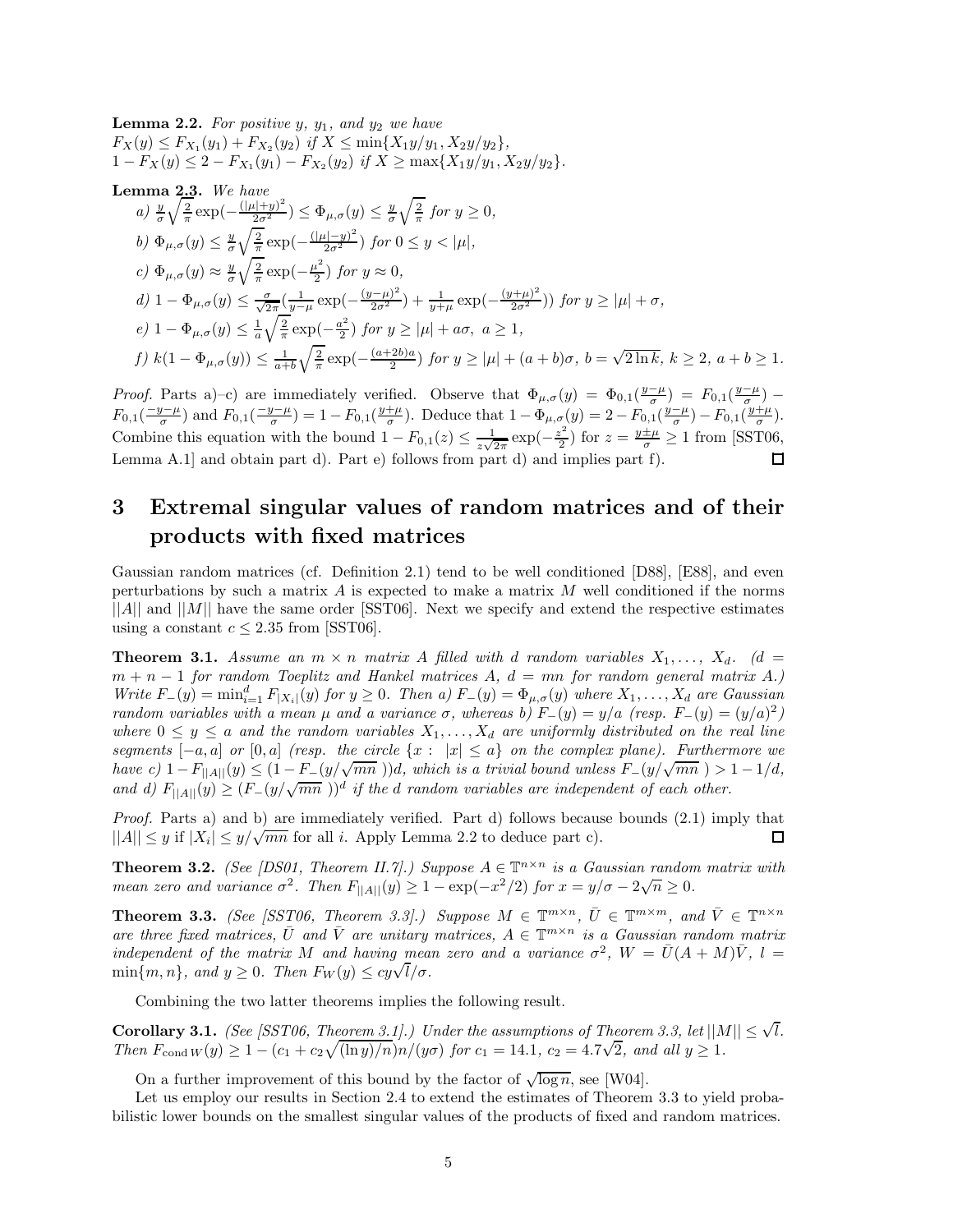**Lemma 2.2.** *For positive $y$, $y_1$, and $y_2$ we have*
$F_X(y) \leq F_{X_1}(y_1) + F_{X_2}(y_2)$ *if* $X \leq \min\{X_1 y/y_1, X_2 y/y_2\}$,
$1 - F_X(y) \leq 2 - F_{X_1}(y_1) - F_{X_2}(y_2)$ *if* $X \geq \max\{X_1 y/y_1, X_2 y/y_2\}$.

**Lemma 2.3.** *We have*

*a)* $\frac{y}{\sigma}\sqrt{\frac{2}{\pi}}\exp(-\frac{(|\mu|+y)^2}{2\sigma^2}) \leq \Phi_{\mu,\sigma}(y) \leq \frac{y}{\sigma}\sqrt{\frac{2}{\pi}}$ *for* $y \geq 0$,

*b)* $\Phi_{\mu,\sigma}(y) \leq \frac{y}{\sigma}\sqrt{\frac{2}{\pi}}\exp(-\frac{(|\mu|-y)^2}{2\sigma^2})$ *for* $0 \leq y < |\mu|$,

*c)* $\Phi_{\mu,\sigma}(y) \approx \frac{y}{\sigma}\sqrt{\frac{2}{\pi}}\exp(-\frac{\mu^2}{2})$ *for* $y \approx 0$,

*d)* $1 - \Phi_{\mu,\sigma}(y) \leq \frac{\sigma}{\sqrt{2\pi}}(\frac{1}{y-\mu}\exp(-\frac{(y-\mu)^2}{2\sigma^2}) + \frac{1}{y+\mu}\exp(-\frac{(y+\mu)^2}{2\sigma^2}))$ *for* $y \geq |\mu| + \sigma$,

*e)* $1 - \Phi_{\mu,\sigma}(y) \leq \frac{1}{a}\sqrt{\frac{2}{\pi}}\exp(-\frac{a^2}{2})$ *for* $y \geq |\mu| + a\sigma$, $a \geq 1$,

*f)* $k(1 - \Phi_{\mu,\sigma}(y)) \leq \frac{1}{a+b}\sqrt{\frac{2}{\pi}}\exp(-\frac{(a+2b)a}{2})$ *for* $y \geq |\mu| + (a+b)\sigma$, $b = \sqrt{2\ln k}$, $k \geq 2$, $a + b \geq 1$.

*Proof.* Parts a)–c) are immediately verified. Observe that $\Phi_{\mu,\sigma}(y) = \Phi_{0,1}(\frac{y-\mu}{\sigma}) = F_{0,1}(\frac{y-\mu}{\sigma}) - F_{0,1}(\frac{-y-\mu}{\sigma})$ and $F_{0,1}(\frac{-y-\mu}{\sigma}) = 1 - F_{0,1}(\frac{y+\mu}{\sigma})$. Deduce that $1 - \Phi_{\mu,\sigma}(y) = 2 - F_{0,1}(\frac{y-\mu}{\sigma}) - F_{0,1}(\frac{y+\mu}{\sigma})$. Combine this equation with the bound $1 - F_{0,1}(z) \leq \frac{1}{z\sqrt{2\pi}}\exp(-\frac{z^2}{2})$ for $z = \frac{y\pm\mu}{\sigma} \geq 1$ from [SST06, Lemma A.1] and obtain part d). Part e) follows from part d) and implies part f). ☐

# 3 Extremal singular values of random matrices and of their products with fixed matrices

Gaussian random matrices (cf. Definition 2.1) tend to be well conditioned [D88], [E88], and even perturbations by such a matrix $A$ is expected to make a matrix $M$ well conditioned if the norms $||A||$ and $||M||$ have the same order [SST06]. Next we specify and extend the respective estimates using a constant $c \leq 2.35$ from [SST06].

**Theorem 3.1.** *Assume an $m \times n$ matrix $A$ filled with $d$ random variables $X_1, \ldots, X_d$. ($d = m + n - 1$ for random Toeplitz and Hankel matrices $A$, $d = mn$ for random general matrix $A$.) Write $F_-(y) = \min_{i=1}^d F_{|X_i|}(y)$ for $y \geq 0$. Then a) $F_-(y) = \Phi_{\mu,\sigma}(y)$ where $X_1, \ldots, X_d$ are Gaussian random variables with a mean $\mu$ and a variance $\sigma$, whereas b) $F_-(y) = y/a$ (resp. $F_-(y) = (y/a)^2$) where $0 \leq y \leq a$ and the random variables $X_1, \ldots, X_d$ are uniformly distributed on the real line segments $[-a, a]$ or $[0, a]$ (resp. the circle $\{x : |x| \leq a\}$ on the complex plane). Furthermore we have c) $1 - F_{||A||}(y) \leq (1 - F_-(y/\sqrt{mn}))d$, which is a trivial bound unless $F_-(y/\sqrt{mn}) > 1 - 1/d$, and d) $F_{||A||}(y) \geq (F_-(y/\sqrt{mn}))^d$ if the $d$ random variables are independent of each other.*

*Proof.* Parts a) and b) are immediately verified. Part d) follows because bounds (2.1) imply that $||A|| \leq y$ if $|X_i| \leq y/\sqrt{mn}$ for all $i$. Apply Lemma 2.2 to deduce part c). ☐

**Theorem 3.2.** *(See [DS01, Theorem II.7].) Suppose $A \in \mathbb{T}^{n\times n}$ is a Gaussian random matrix with mean zero and variance $\sigma^2$. Then $F_{||A||}(y) \geq 1 - \exp(-x^2/2)$ for $x = y/\sigma - 2\sqrt{n} \geq 0$.*

**Theorem 3.3.** *(See [SST06, Theorem 3.3].) Suppose $M \in \mathbb{T}^{m\times n}$, $\bar{U} \in \mathbb{T}^{m\times m}$, and $\bar{V} \in \mathbb{T}^{n\times n}$ are three fixed matrices, $\bar{U}$ and $\bar{V}$ are unitary matrices, $A \in \mathbb{T}^{m\times n}$ is a Gaussian random matrix independent of the matrix $M$ and having mean zero and a variance $\sigma^2$, $W = \bar{U}(A + M)\bar{V}$, $l = \min\{m, n\}$, and $y \geq 0$. Then $F_W(y) \leq cy\sqrt{l}/\sigma$.*

Combining the two latter theorems implies the following result.

**Corollary 3.1.** *(See [SST06, Theorem 3.1].) Under the assumptions of Theorem 3.3, let $||M|| \leq \sqrt{l}$. Then $F_{\text{cond}\,W}(y) \geq 1 - (c_1 + c_2\sqrt{(\ln y)/n})n/(y\sigma)$ for $c_1 = 14.1$, $c_2 = 4.7\sqrt{2}$, and all $y \geq 1$.*

On a further improvement of this bound by the factor of $\sqrt{\log n}$, see [W04].

Let us employ our results in Section 2.4 to extend the estimates of Theorem 3.3 to yield probabilistic lower bounds on the smallest singular values of the products of fixed and random matrices.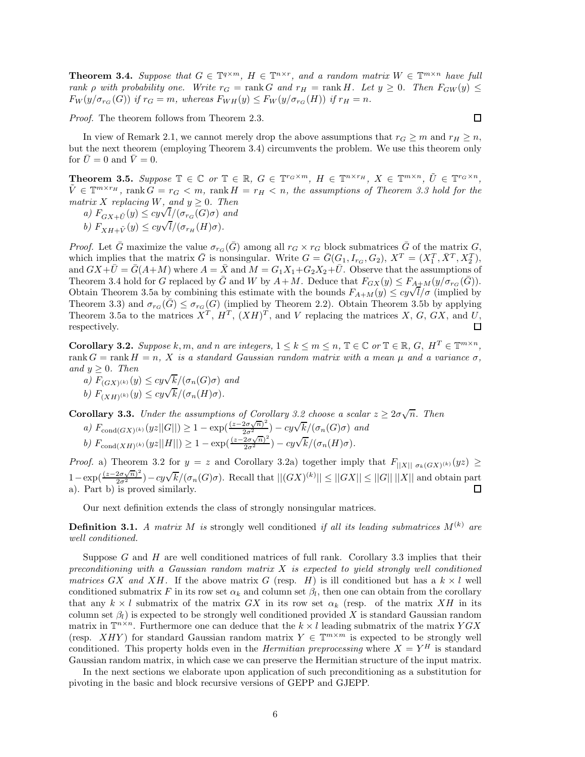**Theorem 3.4.** *Suppose that $G \in \mathbb{T}^{q\times m}$, $H \in \mathbb{T}^{n\times r}$, and a random matrix $W \in \mathbb{T}^{m\times n}$ have full rank $\rho$ with probability one. Write $r_G = \operatorname{rank} G$ and $r_H = \operatorname{rank} H$. Let $y \geq 0$. Then $F_{GW}(y) \leq F_W(y/\sigma_{r_G}(G))$ if $r_G = m$, whereas $F_{WH}(y) \leq F_W(y/\sigma_{r_G}(H))$ if $r_H = n$.*

*Proof.* The theorem follows from Theorem 2.3. □

In view of Remark 2.1, we cannot merely drop the above assumptions that $r_G \geq m$ and $r_H \geq n$, but the next theorem (employing Theorem 3.4) circumvents the problem. We use this theorem only for $\bar{U} = 0$ and $\bar{V} = 0$.

**Theorem 3.5.** *Suppose $\mathbb{T} \in \mathbb{C}$ or $\mathbb{T} \in \mathbb{R}$, $G \in \mathbb{T}^{r_G\times m}$, $H \in \mathbb{T}^{n\times r_H}$, $X \in \mathbb{T}^{m\times n}$, $\tilde{U} \in \mathbb{T}^{r_G\times n}$, $\tilde{V} \in \mathbb{T}^{m\times r_H}$, $\operatorname{rank} G = r_G < m$, $\operatorname{rank} H = r_H < n$, the assumptions of Theorem 3.3 hold for the matrix $X$ replacing $W$, and $y \geq 0$. Then*

*a) $F_{GX+\tilde{U}}(y) \leq cy\sqrt{l}/(\sigma_{r_G}(G)\sigma)$ and*

*b) $F_{XH+\tilde{V}}(y) \leq cy\sqrt{l}/(\sigma_{r_H}(H)\sigma)$.*

*Proof.* Let $\bar{G}$ maximize the value $\sigma_{r_G}(\bar{G})$ among all $r_G \times r_G$ block submatrices $\bar{G}$ of the matrix $G$, which implies that the matrix $\bar{G}$ is nonsingular. Write $G = \bar{G}(G_1, I_{r_G}, G_2)$, $X^T = (X_1^T, \bar{X}^T, X_2^T)$, and $GX + \bar{U} = \bar{G}(A+M)$ where $A = \bar{X}$ and $M = G_1X_1 + G_2X_2 + \bar{U}$. Observe that the assumptions of Theorem 3.4 hold for $G$ replaced by $\bar{G}$ and $W$ by $A+M$. Deduce that $F_{GX}(y) \leq F_{A+M}(y/\sigma_{r_G}(\bar{G}))$. Obtain Theorem 3.5a by combining this estimate with the bounds $F_{A+M}(y) \leq cy\sqrt{l}/\sigma$ (implied by Theorem 3.3) and $\sigma_{r_G}(\bar{G}) \leq \sigma_{r_G}(G)$ (implied by Theorem 2.2). Obtain Theorem 3.5b by applying Theorem 3.5a to the matrices $X^T$, $H^T$, $(XH)^T$, and $V$ replacing the matrices $X$, $G$, $GX$, and $U$, respectively. □

**Corollary 3.2.** *Suppose $k, m$, and $n$ are integers, $1 \leq k \leq m \leq n$, $\mathbb{T} \in \mathbb{C}$ or $\mathbb{T} \in \mathbb{R}$, $G$, $H^T \in \mathbb{T}^{m\times n}$, $\operatorname{rank} G = \operatorname{rank} H = n$, $X$ is a standard Gaussian random matrix with a mean $\mu$ and a variance $\sigma$, and $y \geq 0$. Then*

*a) $F_{(GX)^{(k)}}(y) \leq cy\sqrt{k}/(\sigma_n(G)\sigma)$ and*

*b) $F_{(XH)^{(k)}}(y) \leq cy\sqrt{k}/(\sigma_n(H)\sigma)$.*

**Corollary 3.3.** *Under the assumptions of Corollary 3.2 choose a scalar $z \geq 2\sigma\sqrt{n}$. Then*

*a) $F_{\operatorname{cond}(GX)^{(k)}}(yz||G||) \geq 1 - \exp(\frac{(z-2\sigma\sqrt{n})^2}{2\sigma^2}) - cy\sqrt{k}/(\sigma_n(G)\sigma)$ and*

*b) $F_{\operatorname{cond}(XH)^{(k)}}(yz||H||) \geq 1 - \exp(\frac{(z-2\sigma\sqrt{n})^2}{2\sigma^2}) - cy\sqrt{k}/(\sigma_n(H)\sigma)$.*

*Proof.* a) Theorem 3.2 for $y = z$ and Corollary 3.2a) together imply that $F_{||X||\ \sigma_k(GX)^{(k)}}(yz) \geq 1 - \exp(\frac{(z-2\sigma\sqrt{n})^2}{2\sigma^2}) - cy\sqrt{k}/(\sigma_n(G)\sigma)$. Recall that $||(GX)^{(k)}|| \leq ||GX|| \leq ||G||\ ||X||$ and obtain part a). Part b) is proved similarly. □

Our next definition extends the class of strongly nonsingular matrices.

**Definition 3.1.** *A matrix $M$ is* strongly well conditioned *if all its leading submatrices $M^{(k)}$ are well conditioned.*

Suppose $G$ and $H$ are well conditioned matrices of full rank. Corollary 3.3 implies that their *preconditioning with a Gaussian random matrix $X$ is expected to yield strongly well conditioned matrices $GX$ and $XH$.* If the above matrix $G$ (resp. $H$) is ill conditioned but has a $k \times l$ well conditioned submatrix $F$ in its row set $\alpha_k$ and column set $\beta_l$, then one can obtain from the corollary that any $k \times l$ submatrix of the matrix $GX$ in its row set $\alpha_k$ (resp. of the matrix $XH$ in its column set $\beta_l$) is expected to be strongly well conditioned provided $X$ is standard Gaussian random matrix in $\mathbb{T}^{n\times n}$. Furthermore one can deduce that the $k \times l$ leading submatrix of the matrix $YGX$ (resp. $XHY$) for standard Gaussian random matrix $Y \in \mathbb{T}^{m\times m}$ is expected to be strongly well conditioned. This property holds even in the *Hermitian preprocessing* where $X = Y^H$ is standard Gaussian random matrix, in which case we can preserve the Hermitian structure of the input matrix.

In the next sections we elaborate upon application of such preconditioning as a substitution for pivoting in the basic and block recursive versions of GEPP and GJEPP.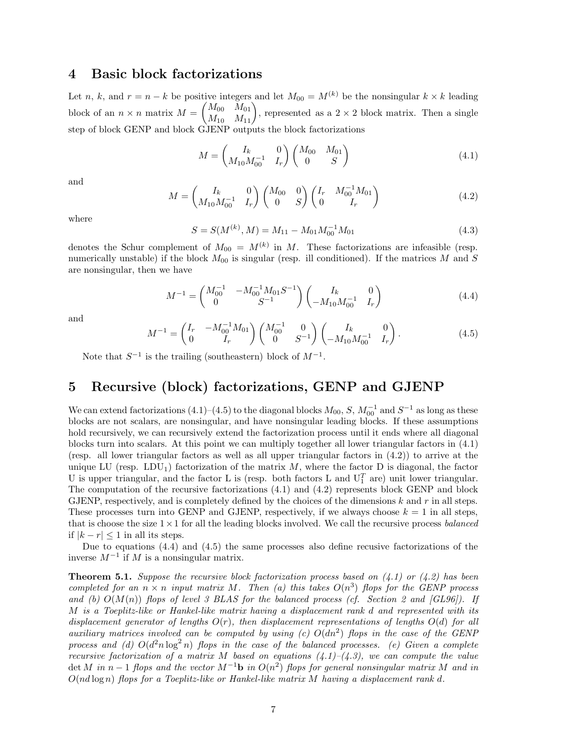## 4 Basic block factorizations

Let $n$, $k$, and $r = n - k$ be positive integers and let $M_{00} = M^{(k)}$ be the nonsingular $k \times k$ leading block of an $n \times n$ matrix $M = \begin{pmatrix} M_{00} & M_{01} \\ M_{10} & M_{11} \end{pmatrix}$, represented as a $2 \times 2$ block matrix. Then a single step of block GENP and block GJENP outputs the block factorizations

$$M = \begin{pmatrix} I_k & 0 \\ M_{10}M_{00}^{-1} & I_r \end{pmatrix} \begin{pmatrix} M_{00} & M_{01} \\ 0 & S \end{pmatrix} \tag{4.1}$$

and

$$M = \begin{pmatrix} I_k & 0 \\ M_{10}M_{00}^{-1} & I_r \end{pmatrix} \begin{pmatrix} M_{00} & 0 \\ 0 & S \end{pmatrix} \begin{pmatrix} I_r & M_{00}^{-1}M_{01} \\ 0 & I_r \end{pmatrix} \tag{4.2}$$

where

$$S = S(M^{(k)}, M) = M_{11} - M_{01}M_{00}^{-1}M_{01} \tag{4.3}$$

denotes the Schur complement of $M_{00} = M^{(k)}$ in $M$. These factorizations are infeasible (resp. numerically unstable) if the block $M_{00}$ is singular (resp. ill conditioned). If the matrices $M$ and $S$ are nonsingular, then we have

$$M^{-1} = \begin{pmatrix} M_{00}^{-1} & -M_{00}^{-1}M_{01}S^{-1} \\ 0 & S^{-1} \end{pmatrix} \begin{pmatrix} I_k & 0 \\ -M_{10}M_{00}^{-1} & I_r \end{pmatrix} \tag{4.4}$$

and

$$M^{-1} = \begin{pmatrix} I_r & -M_{00}^{-1}M_{01} \\ 0 & I_r \end{pmatrix} \begin{pmatrix} M_{00}^{-1} & 0 \\ 0 & S^{-1} \end{pmatrix} \begin{pmatrix} I_k & 0 \\ -M_{10}M_{00}^{-1} & I_r \end{pmatrix}. \tag{4.5}$$

Note that $S^{-1}$ is the trailing (southeastern) block of $M^{-1}$.

## 5 Recursive (block) factorizations, GENP and GJENP

We can extend factorizations (4.1)–(4.5) to the diagonal blocks $M_{00}$, $S$, $M_{00}^{-1}$ and $S^{-1}$ as long as these blocks are not scalars, are nonsingular, and have nonsingular leading blocks. If these assumptions hold recursively, we can recursively extend the factorization process until it ends where all diagonal blocks turn into scalars. At this point we can multiply together all lower triangular factors in (4.1) (resp. all lower triangular factors as well as all upper triangular factors in (4.2)) to arrive at the unique LU (resp. $\mathrm{LDU}_1$) factorization of the matrix $M$, where the factor D is diagonal, the factor U is upper triangular, and the factor L is (resp. both factors L and $\mathrm{U}_1^T$ are) unit lower triangular. The computation of the recursive factorizations (4.1) and (4.2) represents block GENP and block GJENP, respectively, and is completely defined by the choices of the dimensions $k$ and $r$ in all steps. These processes turn into GENP and GJENP, respectively, if we always choose $k = 1$ in all steps, that is choose the size $1 \times 1$ for all the leading blocks involved. We call the recursive process *balanced* if $|k - r| \leq 1$ in all its steps.

Due to equations (4.4) and (4.5) the same processes also define recusive factorizations of the inverse $M^{-1}$ if $M$ is a nonsingular matrix.

**Theorem 5.1.** *Suppose the recursive block factorization process based on (4.1) or (4.2) has been completed for an $n \times n$ input matrix $M$. Then (a) this takes $O(n^3)$ flops for the GENP process and (b) $O(M(n))$ flops of level 3 BLAS for the balanced process (cf. Section 2 and [GL96]). If $M$ is a Toeplitz-like or Hankel-like matrix having a displacement rank $d$ and represented with its displacement generator of lengths $O(r)$, then displacement representations of lengths $O(d)$ for all auxiliary matrices involved can be computed by using (c) $O(dn^2)$ flops in the case of the GENP process and (d) $O(d^2 n \log^2 n)$ flops in the case of the balanced processes. (e) Given a complete recursive factorization of a matrix $M$ based on equations (4.1)–(4.3), we can compute the value $\det M$ in $n - 1$ flops and the vector $M^{-1}\mathbf{b}$ in $O(n^2)$ flops for general nonsingular matrix $M$ and in $O(nd \log n)$ flops for a Toeplitz-like or Hankel-like matrix $M$ having a displacement rank $d$.*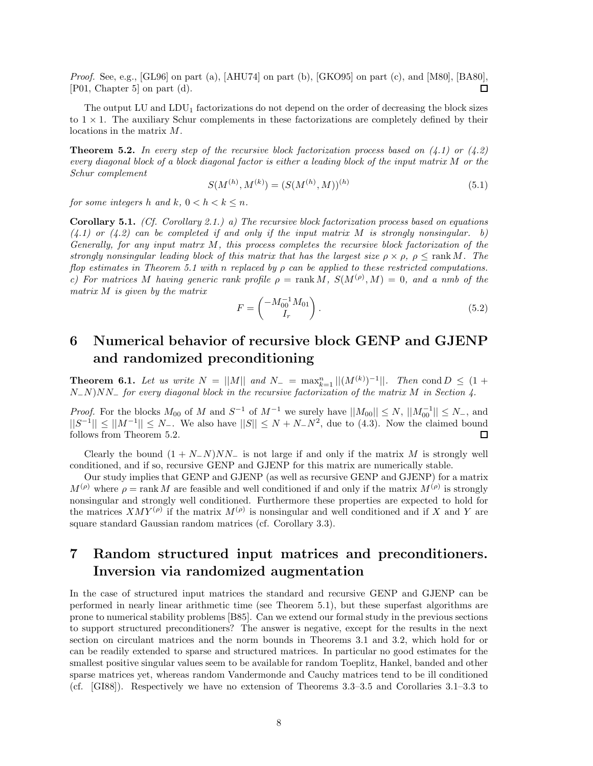*Proof.* See, e.g., [GL96] on part (a), [AHU74] on part (b), [GKO95] on part (c), and [M80], [BA80], [P01, Chapter 5] on part (d). □

The output LU and $\text{LDU}_1$ factorizations do not depend on the order of decreasing the block sizes to $1 \times 1$. The auxiliary Schur complements in these factorizations are completely defined by their locations in the matrix $M$.

**Theorem 5.2.** *In every step of the recursive block factorization process based on (4.1) or (4.2) every diagonal block of a block diagonal factor is either a leading block of the input matrix $M$ or the Schur complement*

$$S(M^{(h)}, M^{(k)}) = (S(M^{(h)}, M))^{(h)} \tag{5.1}$$

*for some integers $h$ and $k$, $0 < h < k \leq n$.*

**Corollary 5.1.** *(Cf. Corollary 2.1.) a) The recursive block factorization process based on equations (4.1) or (4.2) can be completed if and only if the input matrix $M$ is strongly nonsingular. b) Generally, for any input matrx $M$, this process completes the recursive block factorization of the strongly nonsingular leading block of this matrix that has the largest size $\rho \times \rho$, $\rho \leq \operatorname{rank} M$. The flop estimates in Theorem 5.1 with $n$ replaced by $\rho$ can be applied to these restricted computations. c) For matrices $M$ having generic rank profile $\rho = \operatorname{rank} M$, $S(M^{(\rho)}, M) = 0$, and a nmb of the matrix $M$ is given by the matrix*

$$F = \begin{pmatrix} -M_{00}^{-1} M_{01} \\ I_r \end{pmatrix}. \tag{5.2}$$

# 6 Numerical behavior of recursive block GENP and GJENP and randomized preconditioning

**Theorem 6.1.** *Let us write $N = ||M||$ and $N_- = \max_{k=1}^{n} ||(M^{(k)})^{-1}||$. Then $\operatorname{cond} D \leq (1 + N_- N) N N_-$ for every diagonal block in the recursive factorization of the matrix $M$ in Section 4.*

*Proof.* For the blocks $M_{00}$ of $M$ and $S^{-1}$ of $M^{-1}$ we surely have $||M_{00}|| \leq N$, $||M_{00}^{-1}|| \leq N_-$, and $||S^{-1}|| \leq ||M^{-1}|| \leq N_-$. We also have $||S|| \leq N + N_- N^2$, due to (4.3). Now the claimed bound follows from Theorem 5.2. □

Clearly the bound $(1 + N_- N) N N_-$ is not large if and only if the matrix $M$ is strongly well conditioned, and if so, recursive GENP and GJENP for this matrix are numerically stable.

Our study implies that GENP and GJENP (as well as recursive GENP and GJENP) for a matrix $M^{(\rho)}$ where $\rho = \operatorname{rank} M$ are feasible and well conditioned if and only if the matrix $M^{(\rho)}$ is strongly nonsingular and strongly well conditioned. Furthermore these properties are expected to hold for the matrices $XMY^{(\rho)}$ if the matrix $M^{(\rho)}$ is nonsingular and well conditioned and if $X$ and $Y$ are square standard Gaussian random matrices (cf. Corollary 3.3).

# 7 Random structured input matrices and preconditioners. Inversion via randomized augmentation

In the case of structured input matrices the standard and recursive GENP and GJENP can be performed in nearly linear arithmetic time (see Theorem 5.1), but these superfast algorithms are prone to numerical stability problems [B85]. Can we extend our formal study in the previous sections to support structured preconditioners? The answer is negative, except for the results in the next section on circulant matrices and the norm bounds in Theorems 3.1 and 3.2, which hold for or can be readily extended to sparse and structured matrices. In particular no good estimates for the smallest positive singular values seem to be available for random Toeplitz, Hankel, banded and other sparse matrices yet, whereas random Vandermonde and Cauchy matrices tend to be ill conditioned (cf. [GI88]). Respectively we have no extension of Theorems 3.3–3.5 and Corollaries 3.1–3.3 to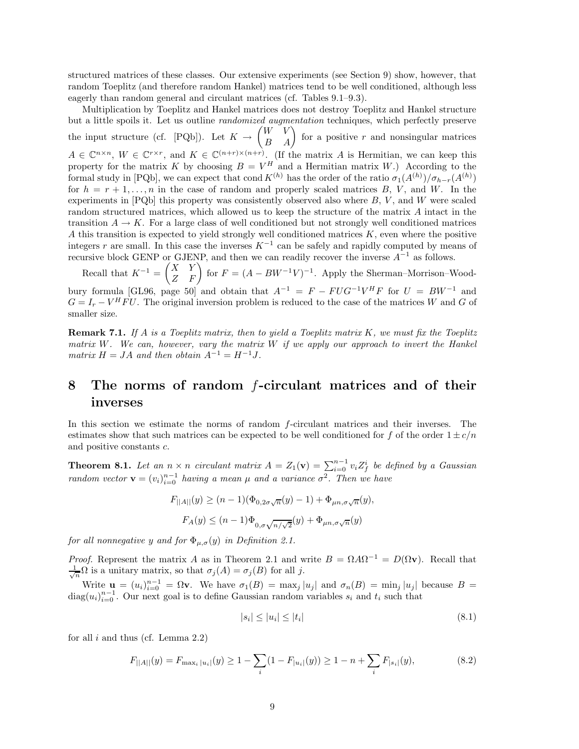structured matrices of these classes. Our extensive experiments (see Section 9) show, however, that random Toeplitz (and therefore random Hankel) matrices tend to be well conditioned, although less eagerly than random general and circulant matrices (cf. Tables 9.1–9.3).

Multiplication by Toeplitz and Hankel matrices does not destroy Toeplitz and Hankel structure but a little spoils it. Let us outline *randomized augmentation* techniques, which perfectly preserve the input structure (cf. [PQb]). Let $K \to \begin{pmatrix} W & V \\ B & A \end{pmatrix}$ for a positive $r$ and nonsingular matrices $A \in \mathbb{C}^{n\times n}$, $W \in \mathbb{C}^{r\times r}$, and $K \in \mathbb{C}^{(n+r)\times(n+r)}$. (If the matrix $A$ is Hermitian, we can keep this property for the matrix $K$ by choosing $B = V^H$ and a Hermitian matrix $W$.) According to the formal study in [PQb], we can expect that $\operatorname{cond} K^{(h)}$ has the order of the ratio $\sigma_1(A^{(h)})/\sigma_{h-r}(A^{(h)})$ for $h = r+1,\dots,n$ in the case of random and properly scaled matrices $B$, $V$, and $W$. In the experiments in [PQb] this property was consistently observed also where $B$, $V$, and $W$ were scaled random structured matrices, which allowed us to keep the structure of the matrix $A$ intact in the transition $A \to K$. For a large class of well conditioned but not strongly well conditioned matrices $A$ this transition is expected to yield strongly well conditioned matrices $K$, even where the positive integers $r$ are small. In this case the inverses $K^{-1}$ can be safely and rapidly computed by means of recursive block GENP or GJENP, and then we can readily recover the inverse $A^{-1}$ as follows.

Recall that $K^{-1} = \begin{pmatrix} X & Y \\ Z & F \end{pmatrix}$ for $F = (A - BW^{-1}V)^{-1}$. Apply the Sherman–Morrison–Woodbury formula [GL96, page 50] and obtain that $A^{-1} = F - FUG^{-1}V^HF$ for $U = BW^{-1}$ and $G = I_r - V^HFU$. The original inversion problem is reduced to the case of the matrices $W$ and $G$ of smaller size.

**Remark 7.1.** *If $A$ is a Toeplitz matrix, then to yield a Toeplitz matrix $K$, we must fix the Toeplitz matrix $W$. We can, however, vary the matrix $W$ if we apply our approach to invert the Hankel matrix $H = JA$ and then obtain $A^{-1} = H^{-1}J$.*

# 8 The norms of random $f$-circulant matrices and of their inverses

In this section we estimate the norms of random $f$-circulant matrices and their inverses. The estimates show that such matrices can be expected to be well conditioned for $f$ of the order $1 \pm c/n$ and positive constants $c$.

**Theorem 8.1.** *Let an $n \times n$ circulant matrix $A = Z_1(\mathbf{v}) = \sum_{i=0}^{n-1} v_i Z_f^i$ be defined by a Gaussian random vector $\mathbf{v} = (v_i)_{i=0}^{n-1}$ having a mean $\mu$ and a variance $\sigma^2$. Then we have*

$$F_{||A||}(y) \geq (n-1)(\Phi_{0,2\sigma\sqrt{n}}(y) - 1) + \Phi_{\mu n,\sigma\sqrt{n}}(y),$$

$$F_A(y) \leq (n-1)\Phi_{0,\sigma\sqrt{n/\sqrt{2}}}(y) + \Phi_{\mu n,\sigma\sqrt{n}}(y)$$

*for all nonnegative $y$ and for $\Phi_{\mu,\sigma}(y)$ in Definition 2.1.*

*Proof.* Represent the matrix $A$ as in Theorem 2.1 and write $B = \Omega A \Omega^{-1} = D(\Omega\mathbf{v})$. Recall that $\frac{1}{\sqrt{n}}\Omega$ is a unitary matrix, so that $\sigma_j(A) = \sigma_j(B)$ for all $j$.

Write $\mathbf{u} = (u_i)_{i=0}^{n-1} = \Omega\mathbf{v}$. We have $\sigma_1(B) = \max_j |u_j|$ and $\sigma_n(B) = \min_j |u_j|$ because $B = \operatorname{diag}(u_i)_{i=0}^{n-1}$. Our next goal is to define Gaussian random variables $s_i$ and $t_i$ such that

$$|s_i| \leq |u_i| \leq |t_i| \tag{8.1}$$

for all $i$ and thus (cf. Lemma 2.2)

$$F_{||A||}(y) = F_{\max_i |u_i|}(y) \geq 1 - \sum_i (1 - F_{|u_i|}(y)) \geq 1 - n + \sum_i F_{|s_i|}(y), \tag{8.2}$$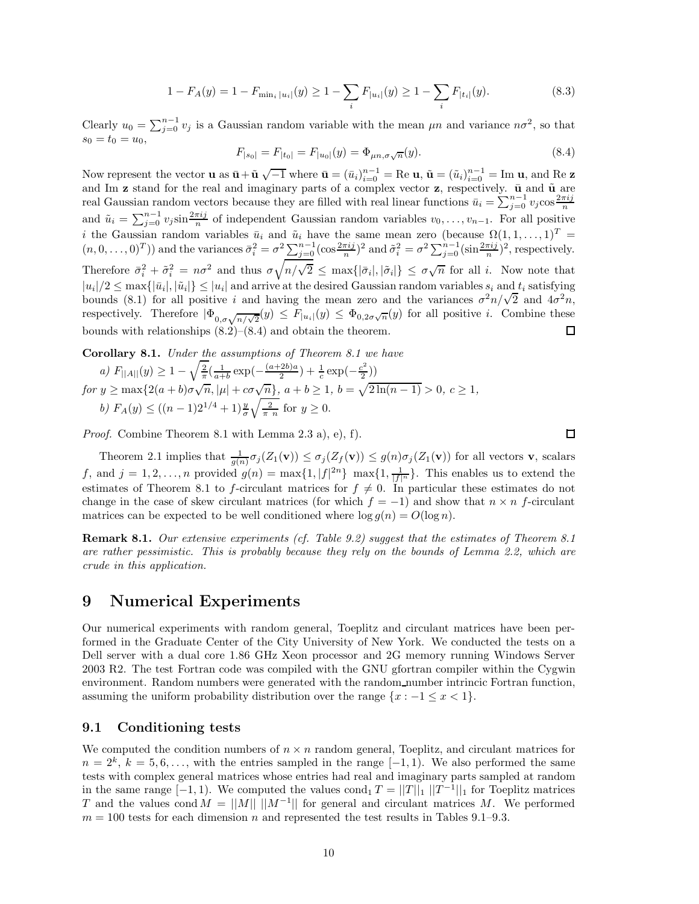$$1 - F_A(y) = 1 - F_{\min_i |u_i|}(y) \geq 1 - \sum_i F_{|u_i|}(y) \geq 1 - \sum_i F_{|t_i|}(y). \tag{8.3}$$

Clearly $u_0 = \sum_{j=0}^{n-1} v_j$ is a Gaussian random variable with the mean $\mu n$ and variance $n\sigma^2$, so that $s_0 = t_0 = u_0$,

$$F_{|s_0|} = F_{|t_0|} = F_{|u_0|}(y) = \Phi_{\mu n, \sigma\sqrt{n}}(y). \tag{8.4}$$

Now represent the vector $\mathbf{u}$ as $\bar{\mathbf{u}} + \tilde{\mathbf{u}}\sqrt{-1}$ where $\bar{\mathbf{u}} = (\bar{u}_i)_{i=0}^{n-1} = \text{Re}\,\mathbf{u}$, $\tilde{\mathbf{u}} = (\tilde{u}_i)_{i=0}^{n-1} = \text{Im}\,\mathbf{u}$, and Re $\mathbf{z}$ and Im $\mathbf{z}$ stand for the real and imaginary parts of a complex vector $\mathbf{z}$, respectively. $\bar{\mathbf{u}}$ and $\tilde{\mathbf{u}}$ are real Gaussian random vectors because they are filled with real linear functions $\bar{u}_i = \sum_{j=0}^{n-1} v_j \cos\frac{2\pi ij}{n}$ and $\tilde{u}_i = \sum_{j=0}^{n-1} v_j \sin\frac{2\pi ij}{n}$ of independent Gaussian random variables $v_0, \ldots, v_{n-1}$. For all positive $i$ the Gaussian random variables $\bar{u}_i$ and $\tilde{u}_i$ have the same mean zero (because $\Omega(1, 1, \ldots, 1)^T = (n, 0, \ldots, 0)^T$)) and the variances $\bar{\sigma}_i^2 = \sigma^2 \sum_{j=0}^{n-1} (\cos\frac{2\pi ij}{n})^2$ and $\tilde{\sigma}_i^2 = \sigma^2 \sum_{j=0}^{n-1} (\sin\frac{2\pi ij}{n})^2$, respectively. Therefore $\bar{\sigma}_i^2 + \tilde{\sigma}_i^2 = n\sigma^2$ and thus $\sigma\sqrt{n/\sqrt{2}} \leq \max\{|\bar{\sigma}_i|, |\tilde{\sigma}_i|\} \leq \sigma\sqrt{n}$ for all $i$. Now note that $|u_i|/2 \leq \max\{|\bar{u}_i|, |\tilde{u}_i|\} \leq |u_i|$ and arrive at the desired Gaussian random variables $s_i$ and $t_i$ satisfying bounds (8.1) for all positive $i$ and having the mean zero and the variances $\sigma^2 n/\sqrt{2}$ and $4\sigma^2 n$, respectively. Therefore $|\Phi_{0,\sigma\sqrt{n/\sqrt{2}}}(y) \leq F_{|u_i|}(y) \leq \Phi_{0,2\sigma\sqrt{n}}(y)$ for all positive $i$. Combine these bounds with relationships (8.2)–(8.4) and obtain the theorem. □

**Corollary 8.1.** *Under the assumptions of Theorem 8.1 we have*

*a)* $F_{||A||}(y) \geq 1 - \sqrt{\frac{2}{\pi}}(\frac{1}{a+b}\exp(-\frac{(a+2b)a}{2}) + \frac{1}{c}\exp(-\frac{c^2}{2}))$

*for* $y \geq \max\{2(a+b)\sigma\sqrt{n}, |\mu| + c\sigma\sqrt{n}\}$, $a + b \geq 1$, $b = \sqrt{2\ln(n-1)} > 0$, $c \geq 1$,

*b)* $F_A(y) \leq ((n-1)2^{1/4} + 1)\frac{y}{\sigma}\sqrt{\frac{2}{\pi\ n}}$ for $y \geq 0$.

*Proof.* Combine Theorem 8.1 with Lemma 2.3 a), e), f). □

Theorem 2.1 implies that $\frac{1}{g(n)}\sigma_j(Z_1(\mathbf{v})) \leq \sigma_j(Z_f(\mathbf{v})) \leq g(n)\sigma_j(Z_1(\mathbf{v}))$ for all vectors $\mathbf{v}$, scalars $f$, and $j = 1, 2, \ldots, n$ provided $g(n) = \max\{1, |f|^{2n}\}\ \max\{1, \frac{1}{|f|^n}\}$. This enables us to extend the estimates of Theorem 8.1 to $f$-circulant matrices for $f \neq 0$. In particular these estimates do not change in the case of skew circulant matrices (for which $f = -1$) and show that $n \times n$ $f$-circulant matrices can be expected to be well conditioned where $\log g(n) = O(\log n)$.

**Remark 8.1.** *Our extensive experiments (cf. Table 9.2) suggest that the estimates of Theorem 8.1 are rather pessimistic. This is probably because they rely on the bounds of Lemma 2.2, which are crude in this application.*

# 9 Numerical Experiments

Our numerical experiments with random general, Toeplitz and circulant matrices have been performed in the Graduate Center of the City University of New York. We conducted the tests on a Dell server with a dual core 1.86 GHz Xeon processor and 2G memory running Windows Server 2003 R2. The test Fortran code was compiled with the GNU gfortran compiler within the Cygwin environment. Random numbers were generated with the random_number intrincic Fortran function, assuming the uniform probability distribution over the range $\{x : -1 \leq x < 1\}$.

## 9.1 Conditioning tests

We computed the condition numbers of $n \times n$ random general, Toeplitz, and circulant matrices for $n = 2^k$, $k = 5, 6, \ldots$, with the entries sampled in the range $[-1, 1)$. We also performed the same tests with complex general matrices whose entries had real and imaginary parts sampled at random in the same range $[-1, 1)$. We computed the values $\text{cond}_1 T = ||T||_1\ ||T^{-1}||_1$ for Toeplitz matrices $T$ and the values $\text{cond}\, M = ||M||\ ||M^{-1}||$ for general and circulant matrices $M$. We performed $m = 100$ tests for each dimension $n$ and represented the test results in Tables 9.1–9.3.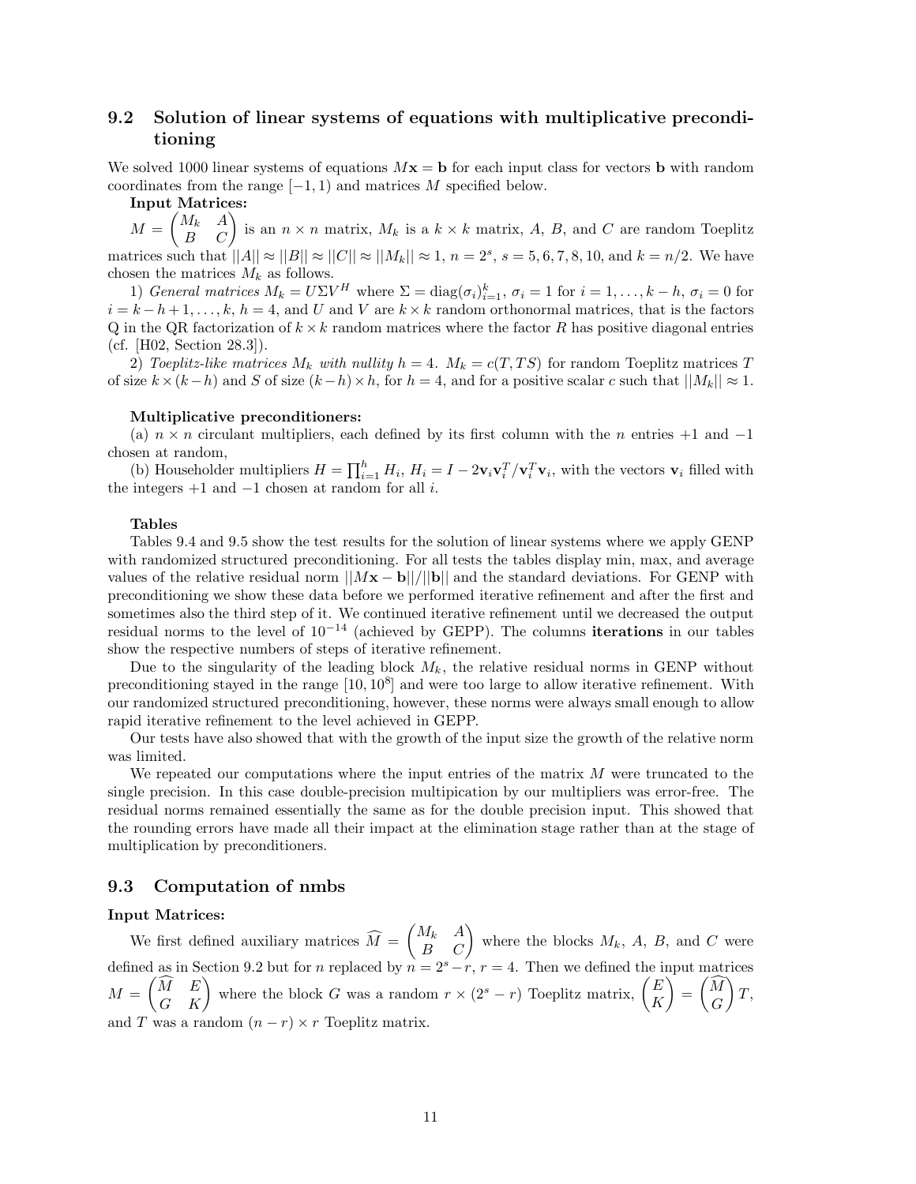## 9.2 Solution of linear systems of equations with multiplicative preconditioning

We solved 1000 linear systems of equations $M\mathbf{x} = \mathbf{b}$ for each input class for vectors $\mathbf{b}$ with random coordinates from the range $[-1, 1)$ and matrices $M$ specified below.

**Input Matrices:**

$M = \begin{pmatrix} M_k & A \\ B & C \end{pmatrix}$ is an $n \times n$ matrix, $M_k$ is a $k \times k$ matrix, $A$, $B$, and $C$ are random Toeplitz matrices such that $||A|| \approx ||B|| \approx ||C|| \approx ||M_k|| \approx 1$, $n = 2^s$, $s = 5, 6, 7, 8, 10$, and $k = n/2$. We have chosen the matrices $M_k$ as follows.

1) *General matrices* $M_k = U\Sigma V^H$ where $\Sigma = \operatorname{diag}(\sigma_i)_{i=1}^k$, $\sigma_i = 1$ for $i = 1, \ldots, k-h$, $\sigma_i = 0$ for $i = k-h+1, \ldots, k$, $h = 4$, and $U$ and $V$ are $k \times k$ random orthonormal matrices, that is the factors Q in the QR factorization of $k \times k$ random matrices where the factor $R$ has positive diagonal entries (cf. [H02, Section 28.3]).

2) *Toeplitz-like matrices* $M_k$ *with nullity* $h = 4$. $M_k = c(T, TS)$ for random Toeplitz matrices $T$ of size $k \times (k-h)$ and $S$ of size $(k-h) \times h$, for $h = 4$, and for a positive scalar $c$ such that $||M_k|| \approx 1$.

**Multiplicative preconditioners:**

(a) $n \times n$ circulant multipliers, each defined by its first column with the $n$ entries $+1$ and $-1$ chosen at random,

(b) Householder multipliers $H = \prod_{i=1}^h H_i$, $H_i = I - 2\mathbf{v}_i\mathbf{v}_i^T/\mathbf{v}_i^T\mathbf{v}_i$, with the vectors $\mathbf{v}_i$ filled with the integers $+1$ and $-1$ chosen at random for all $i$.

**Tables**

Tables 9.4 and 9.5 show the test results for the solution of linear systems where we apply GENP with randomized structured preconditioning. For all tests the tables display min, max, and average values of the relative residual norm $||M\mathbf{x} - \mathbf{b}||/||\mathbf{b}||$ and the standard deviations. For GENP with preconditioning we show these data before we performed iterative refinement and after the first and sometimes also the third step of it. We continued iterative refinement until we decreased the output residual norms to the level of $10^{-14}$ (achieved by GEPP). The columns **iterations** in our tables show the respective numbers of steps of iterative refinement.

Due to the singularity of the leading block $M_k$, the relative residual norms in GENP without preconditioning stayed in the range $[10, 10^8]$ and were too large to allow iterative refinement. With our randomized structured preconditioning, however, these norms were always small enough to allow rapid iterative refinement to the level achieved in GEPP.

Our tests have also showed that with the growth of the input size the growth of the relative norm was limited.

We repeated our computations where the input entries of the matrix $M$ were truncated to the single precision. In this case double-precision multipication by our multipliers was error-free. The residual norms remained essentially the same as for the double precision input. This showed that the rounding errors have made all their impact at the elimination stage rather than at the stage of multiplication by preconditioners.

## 9.3 Computation of nmbs

**Input Matrices:**

We first defined auxiliary matrices $\widehat{M} = \begin{pmatrix} M_k & A \\ B & C \end{pmatrix}$ where the blocks $M_k$, $A$, $B$, and $C$ were defined as in Section 9.2 but for $n$ replaced by $n = 2^s - r$, $r = 4$. Then we defined the input matrices $M = \begin{pmatrix} \widehat{M} & E \\ G & K \end{pmatrix}$ where the block $G$ was a random $r \times (2^s - r)$ Toeplitz matrix, $\begin{pmatrix} E \\ K \end{pmatrix} = \begin{pmatrix} \widehat{M} \\ G \end{pmatrix} T$, and $T$ was a random $(n-r) \times r$ Toeplitz matrix.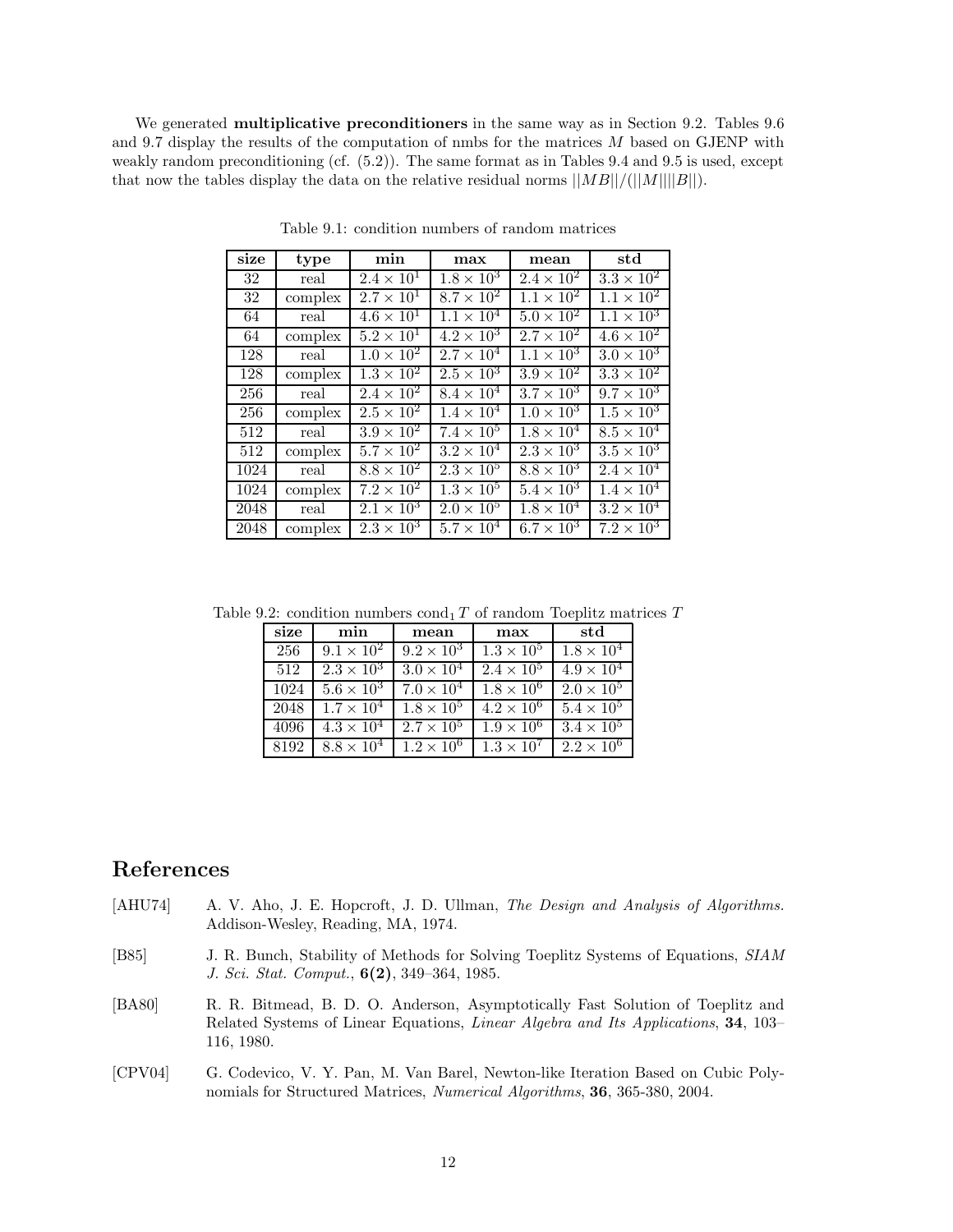We generated **multiplicative preconditioners** in the same way as in Section 9.2. Tables 9.6 and 9.7 display the results of the computation of nmbs for the matrices $M$ based on GJENP with weakly random preconditioning (cf. (5.2)). The same format as in Tables 9.4 and 9.5 is used, except that now the tables display the data on the relative residual norms $||MB||/(||M||||B||)$.

Table 9.1: condition numbers of random matrices

| size | type | min | max | mean | std |
|---|---|---|---|---|---|
| 32 | real | $2.4 \times 10^1$ | $1.8 \times 10^3$ | $2.4 \times 10^2$ | $3.3 \times 10^2$ |
| 32 | complex | $2.7 \times 10^1$ | $8.7 \times 10^2$ | $1.1 \times 10^2$ | $1.1 \times 10^2$ |
| 64 | real | $4.6 \times 10^1$ | $1.1 \times 10^4$ | $5.0 \times 10^2$ | $1.1 \times 10^3$ |
| 64 | complex | $5.2 \times 10^1$ | $4.2 \times 10^3$ | $2.7 \times 10^2$ | $4.6 \times 10^2$ |
| 128 | real | $1.0 \times 10^2$ | $2.7 \times 10^4$ | $1.1 \times 10^3$ | $3.0 \times 10^3$ |
| 128 | complex | $1.3 \times 10^2$ | $2.5 \times 10^3$ | $3.9 \times 10^2$ | $3.3 \times 10^2$ |
| 256 | real | $2.4 \times 10^2$ | $8.4 \times 10^4$ | $3.7 \times 10^3$ | $9.7 \times 10^3$ |
| 256 | complex | $2.5 \times 10^2$ | $1.4 \times 10^4$ | $1.0 \times 10^3$ | $1.5 \times 10^3$ |
| 512 | real | $3.9 \times 10^2$ | $7.4 \times 10^5$ | $1.8 \times 10^4$ | $8.5 \times 10^4$ |
| 512 | complex | $5.7 \times 10^2$ | $3.2 \times 10^4$ | $2.3 \times 10^3$ | $3.5 \times 10^3$ |
| 1024 | real | $8.8 \times 10^2$ | $2.3 \times 10^5$ | $8.8 \times 10^3$ | $2.4 \times 10^4$ |
| 1024 | complex | $7.2 \times 10^2$ | $1.3 \times 10^5$ | $5.4 \times 10^3$ | $1.4 \times 10^4$ |
| 2048 | real | $2.1 \times 10^3$ | $2.0 \times 10^5$ | $1.8 \times 10^4$ | $3.2 \times 10^4$ |
| 2048 | complex | $2.3 \times 10^3$ | $5.7 \times 10^4$ | $6.7 \times 10^3$ | $7.2 \times 10^3$ |

Table 9.2: condition numbers $\mathrm{cond}_1 T$ of random Toeplitz matrices $T$

| size | min | mean | max | std |
|---|---|---|---|---|
| 256 | $9.1 \times 10^2$ | $9.2 \times 10^3$ | $1.3 \times 10^5$ | $1.8 \times 10^4$ |
| 512 | $2.3 \times 10^3$ | $3.0 \times 10^4$ | $2.4 \times 10^5$ | $4.9 \times 10^4$ |
| 1024 | $5.6 \times 10^3$ | $7.0 \times 10^4$ | $1.8 \times 10^6$ | $2.0 \times 10^5$ |
| 2048 | $1.7 \times 10^4$ | $1.8 \times 10^5$ | $4.2 \times 10^6$ | $5.4 \times 10^5$ |
| 4096 | $4.3 \times 10^4$ | $2.7 \times 10^5$ | $1.9 \times 10^6$ | $3.4 \times 10^5$ |
| 8192 | $8.8 \times 10^4$ | $1.2 \times 10^6$ | $1.3 \times 10^7$ | $2.2 \times 10^6$ |

# References

[AHU74] A. V. Aho, J. E. Hopcroft, J. D. Ullman, *The Design and Analysis of Algorithms.* Addison-Wesley, Reading, MA, 1974.

[B85] J. R. Bunch, Stability of Methods for Solving Toeplitz Systems of Equations, *SIAM J. Sci. Stat. Comput.*, **6(2)**, 349–364, 1985.

[BA80] R. R. Bitmead, B. D. O. Anderson, Asymptotically Fast Solution of Toeplitz and Related Systems of Linear Equations, *Linear Algebra and Its Applications*, **34**, 103–116, 1980.

[CPV04] G. Codevico, V. Y. Pan, M. Van Barel, Newton-like Iteration Based on Cubic Polynomials for Structured Matrices, *Numerical Algorithms*, **36**, 365-380, 2004.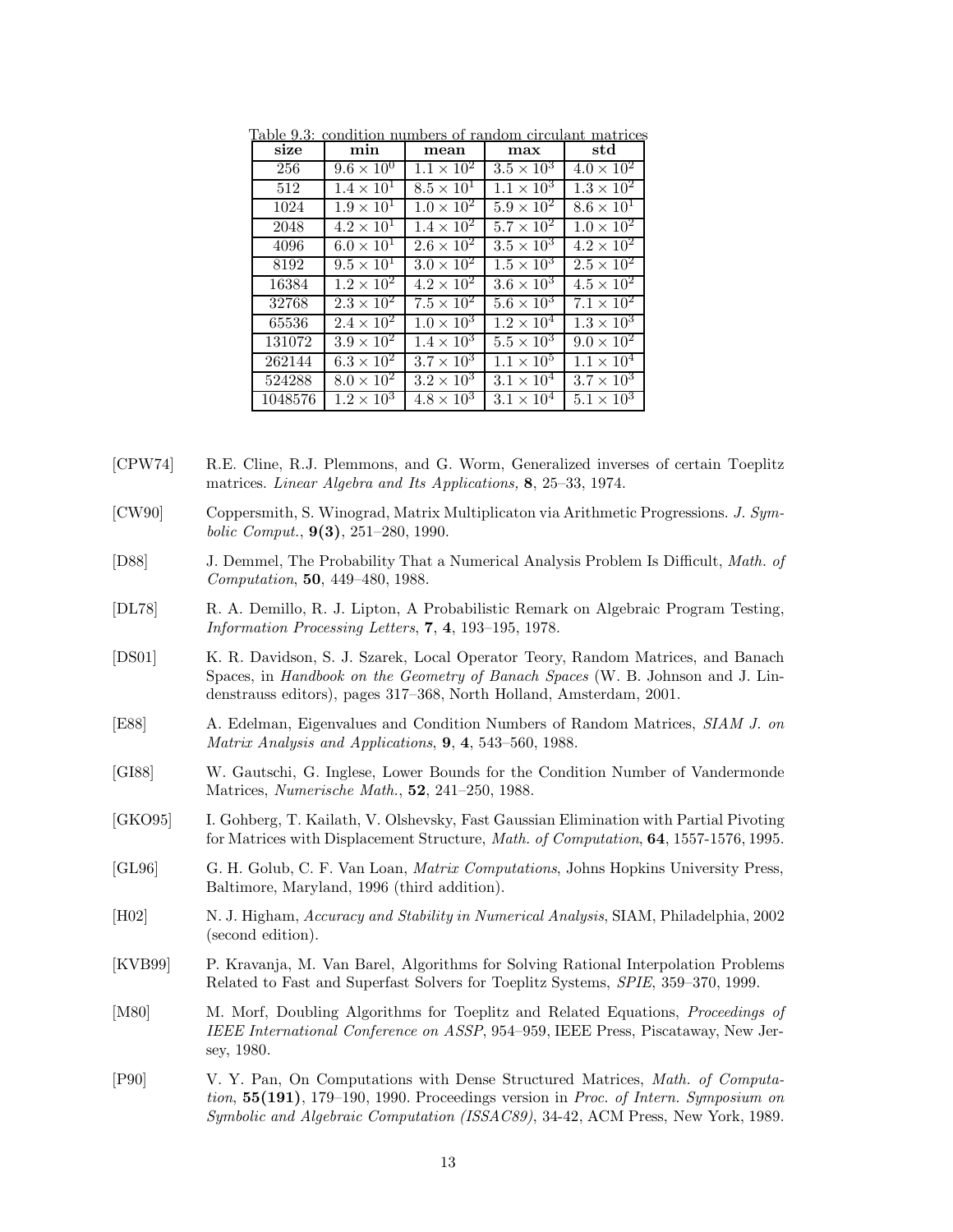Table 9.3: condition numbers of random circulant matrices

| size | min | mean | max | std |
|---|---|---|---|---|
| 256 | $9.6 \times 10^0$ | $1.1 \times 10^2$ | $3.5 \times 10^3$ | $4.0 \times 10^2$ |
| 512 | $1.4 \times 10^1$ | $8.5 \times 10^1$ | $1.1 \times 10^3$ | $1.3 \times 10^2$ |
| 1024 | $1.9 \times 10^1$ | $1.0 \times 10^2$ | $5.9 \times 10^2$ | $8.6 \times 10^1$ |
| 2048 | $4.2 \times 10^1$ | $1.4 \times 10^2$ | $5.7 \times 10^2$ | $1.0 \times 10^2$ |
| 4096 | $6.0 \times 10^1$ | $2.6 \times 10^2$ | $3.5 \times 10^3$ | $4.2 \times 10^2$ |
| 8192 | $9.5 \times 10^1$ | $3.0 \times 10^2$ | $1.5 \times 10^3$ | $2.5 \times 10^2$ |
| 16384 | $1.2 \times 10^2$ | $4.2 \times 10^2$ | $3.6 \times 10^3$ | $4.5 \times 10^2$ |
| 32768 | $2.3 \times 10^2$ | $7.5 \times 10^2$ | $5.6 \times 10^3$ | $7.1 \times 10^2$ |
| 65536 | $2.4 \times 10^2$ | $1.0 \times 10^3$ | $1.2 \times 10^4$ | $1.3 \times 10^3$ |
| 131072 | $3.9 \times 10^2$ | $1.4 \times 10^3$ | $5.5 \times 10^3$ | $9.0 \times 10^2$ |
| 262144 | $6.3 \times 10^2$ | $3.7 \times 10^3$ | $1.1 \times 10^5$ | $1.1 \times 10^4$ |
| 524288 | $8.0 \times 10^2$ | $3.2 \times 10^3$ | $3.1 \times 10^4$ | $3.7 \times 10^3$ |
| 1048576 | $1.2 \times 10^3$ | $4.8 \times 10^3$ | $3.1 \times 10^4$ | $5.1 \times 10^3$ |

[CPW74] R.E. Cline, R.J. Plemmons, and G. Worm, Generalized inverses of certain Toeplitz matrices. *Linear Algebra and Its Applications,* **8**, 25–33, 1974.

[CW90] Coppersmith, S. Winograd, Matrix Multiplicaton via Arithmetic Progressions. *J. Symbolic Comput.*, **9(3)**, 251–280, 1990.

[D88] J. Demmel, The Probability That a Numerical Analysis Problem Is Difficult, *Math. of Computation*, **50**, 449–480, 1988.

[DL78] R. A. Demillo, R. J. Lipton, A Probabilistic Remark on Algebraic Program Testing, *Information Processing Letters*, **7**, **4**, 193–195, 1978.

[DS01] K. R. Davidson, S. J. Szarek, Local Operator Teory, Random Matrices, and Banach Spaces, in *Handbook on the Geometry of Banach Spaces* (W. B. Johnson and J. Lindenstrauss editors), pages 317–368, North Holland, Amsterdam, 2001.

[E88] A. Edelman, Eigenvalues and Condition Numbers of Random Matrices, *SIAM J. on Matrix Analysis and Applications*, **9**, **4**, 543–560, 1988.

[GI88] W. Gautschi, G. Inglese, Lower Bounds for the Condition Number of Vandermonde Matrices, *Numerische Math.*, **52**, 241–250, 1988.

[GKO95] I. Gohberg, T. Kailath, V. Olshevsky, Fast Gaussian Elimination with Partial Pivoting for Matrices with Displacement Structure, *Math. of Computation*, **64**, 1557-1576, 1995.

[GL96] G. H. Golub, C. F. Van Loan, *Matrix Computations*, Johns Hopkins University Press, Baltimore, Maryland, 1996 (third addition).

[H02] N. J. Higham, *Accuracy and Stability in Numerical Analysis*, SIAM, Philadelphia, 2002 (second edition).

[KVB99] P. Kravanja, M. Van Barel, Algorithms for Solving Rational Interpolation Problems Related to Fast and Superfast Solvers for Toeplitz Systems, *SPIE*, 359–370, 1999.

[M80] M. Morf, Doubling Algorithms for Toeplitz and Related Equations, *Proceedings of IEEE International Conference on ASSP*, 954–959, IEEE Press, Piscataway, New Jersey, 1980.

[P90] V. Y. Pan, On Computations with Dense Structured Matrices, *Math. of Computation*, **55(191)**, 179–190, 1990. Proceedings version in *Proc. of Intern. Symposium on Symbolic and Algebraic Computation (ISSAC89)*, 34-42, ACM Press, New York, 1989.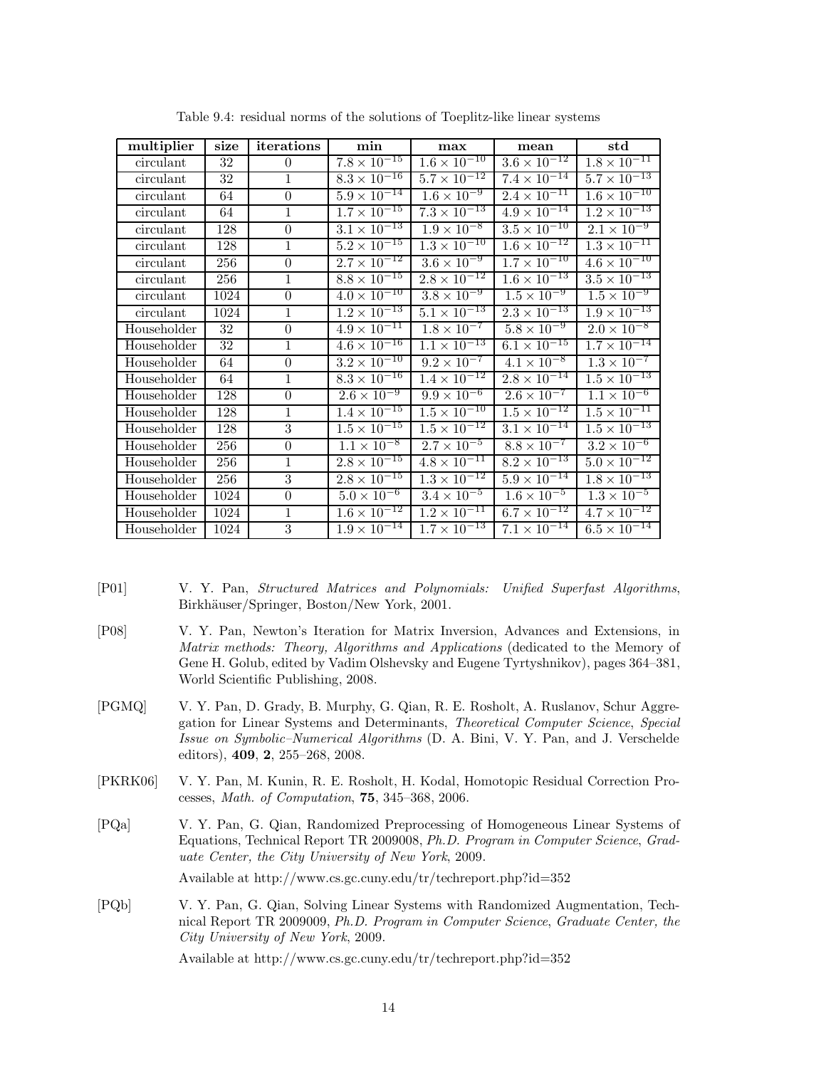Table 9.4: residual norms of the solutions of Toeplitz-like linear systems

| multiplier | size | iterations | min | max | mean | std |
|---|---|---|---|---|---|---|
| circulant | 32 | 0 | $7.8 \times 10^{-15}$ | $1.6 \times 10^{-10}$ | $3.6 \times 10^{-12}$ | $1.8 \times 10^{-11}$ |
| circulant | 32 | 1 | $8.3 \times 10^{-16}$ | $5.7 \times 10^{-12}$ | $7.4 \times 10^{-14}$ | $5.7 \times 10^{-13}$ |
| circulant | 64 | 0 | $5.9 \times 10^{-14}$ | $1.6 \times 10^{-9}$ | $2.4 \times 10^{-11}$ | $1.6 \times 10^{-10}$ |
| circulant | 64 | 1 | $1.7 \times 10^{-15}$ | $7.3 \times 10^{-13}$ | $4.9 \times 10^{-14}$ | $1.2 \times 10^{-13}$ |
| circulant | 128 | 0 | $3.1 \times 10^{-13}$ | $1.9 \times 10^{-8}$ | $3.5 \times 10^{-10}$ | $2.1 \times 10^{-9}$ |
| circulant | 128 | 1 | $5.2 \times 10^{-15}$ | $1.3 \times 10^{-10}$ | $1.6 \times 10^{-12}$ | $1.3 \times 10^{-11}$ |
| circulant | 256 | 0 | $2.7 \times 10^{-12}$ | $3.6 \times 10^{-9}$ | $1.7 \times 10^{-10}$ | $4.6 \times 10^{-10}$ |
| circulant | 256 | 1 | $8.8 \times 10^{-15}$ | $2.8 \times 10^{-12}$ | $1.6 \times 10^{-13}$ | $3.5 \times 10^{-13}$ |
| circulant | 1024 | 0 | $4.0 \times 10^{-10}$ | $3.8 \times 10^{-9}$ | $1.5 \times 10^{-9}$ | $1.5 \times 10^{-9}$ |
| circulant | 1024 | 1 | $1.2 \times 10^{-13}$ | $5.1 \times 10^{-13}$ | $2.3 \times 10^{-13}$ | $1.9 \times 10^{-13}$ |
| Householder | 32 | 0 | $4.9 \times 10^{-11}$ | $1.8 \times 10^{-7}$ | $5.8 \times 10^{-9}$ | $2.0 \times 10^{-8}$ |
| Householder | 32 | 1 | $4.6 \times 10^{-16}$ | $1.1 \times 10^{-13}$ | $6.1 \times 10^{-15}$ | $1.7 \times 10^{-14}$ |
| Householder | 64 | 0 | $3.2 \times 10^{-10}$ | $9.2 \times 10^{-7}$ | $4.1 \times 10^{-8}$ | $1.3 \times 10^{-7}$ |
| Householder | 64 | 1 | $8.3 \times 10^{-16}$ | $1.4 \times 10^{-12}$ | $2.8 \times 10^{-14}$ | $1.5 \times 10^{-13}$ |
| Householder | 128 | 0 | $2.6 \times 10^{-9}$ | $9.9 \times 10^{-6}$ | $2.6 \times 10^{-7}$ | $1.1 \times 10^{-6}$ |
| Householder | 128 | 1 | $1.4 \times 10^{-15}$ | $1.5 \times 10^{-10}$ | $1.5 \times 10^{-12}$ | $1.5 \times 10^{-11}$ |
| Householder | 128 | 3 | $1.5 \times 10^{-15}$ | $1.5 \times 10^{-12}$ | $3.1 \times 10^{-14}$ | $1.5 \times 10^{-13}$ |
| Householder | 256 | 0 | $1.1 \times 10^{-8}$ | $2.7 \times 10^{-5}$ | $8.8 \times 10^{-7}$ | $3.2 \times 10^{-6}$ |
| Householder | 256 | 1 | $2.8 \times 10^{-15}$ | $4.8 \times 10^{-11}$ | $8.2 \times 10^{-13}$ | $5.0 \times 10^{-12}$ |
| Householder | 256 | 3 | $2.8 \times 10^{-15}$ | $1.3 \times 10^{-12}$ | $5.9 \times 10^{-14}$ | $1.8 \times 10^{-13}$ |
| Householder | 1024 | 0 | $5.0 \times 10^{-6}$ | $3.4 \times 10^{-5}$ | $1.6 \times 10^{-5}$ | $1.3 \times 10^{-5}$ |
| Householder | 1024 | 1 | $1.6 \times 10^{-12}$ | $1.2 \times 10^{-11}$ | $6.7 \times 10^{-12}$ | $4.7 \times 10^{-12}$ |
| Householder | 1024 | 3 | $1.9 \times 10^{-14}$ | $1.7 \times 10^{-13}$ | $7.1 \times 10^{-14}$ | $6.5 \times 10^{-14}$ |

[P01] V. Y. Pan, *Structured Matrices and Polynomials: Unified Superfast Algorithms*, Birkhäuser/Springer, Boston/New York, 2001.

[P08] V. Y. Pan, Newton's Iteration for Matrix Inversion, Advances and Extensions, in *Matrix methods: Theory, Algorithms and Applications* (dedicated to the Memory of Gene H. Golub, edited by Vadim Olshevsky and Eugene Tyrtyshnikov), pages 364–381, World Scientific Publishing, 2008.

[PGMQ] V. Y. Pan, D. Grady, B. Murphy, G. Qian, R. E. Rosholt, A. Ruslanov, Schur Aggregation for Linear Systems and Determinants, *Theoretical Computer Science*, *Special Issue on Symbolic–Numerical Algorithms* (D. A. Bini, V. Y. Pan, and J. Verschelde editors), **409**, **2**, 255–268, 2008.

[PKRK06] V. Y. Pan, M. Kunin, R. E. Rosholt, H. Kodal, Homotopic Residual Correction Processes, *Math. of Computation*, **75**, 345–368, 2006.

[PQa] V. Y. Pan, G. Qian, Randomized Preprocessing of Homogeneous Linear Systems of Equations, Technical Report TR 2009008, *Ph.D. Program in Computer Science*, *Graduate Center, the City University of New York*, 2009.

Available at http://www.cs.gc.cuny.edu/tr/techreport.php?id=352

[PQb] V. Y. Pan, G. Qian, Solving Linear Systems with Randomized Augmentation, Technical Report TR 2009009, *Ph.D. Program in Computer Science*, *Graduate Center, the City University of New York*, 2009.

Available at http://www.cs.gc.cuny.edu/tr/techreport.php?id=352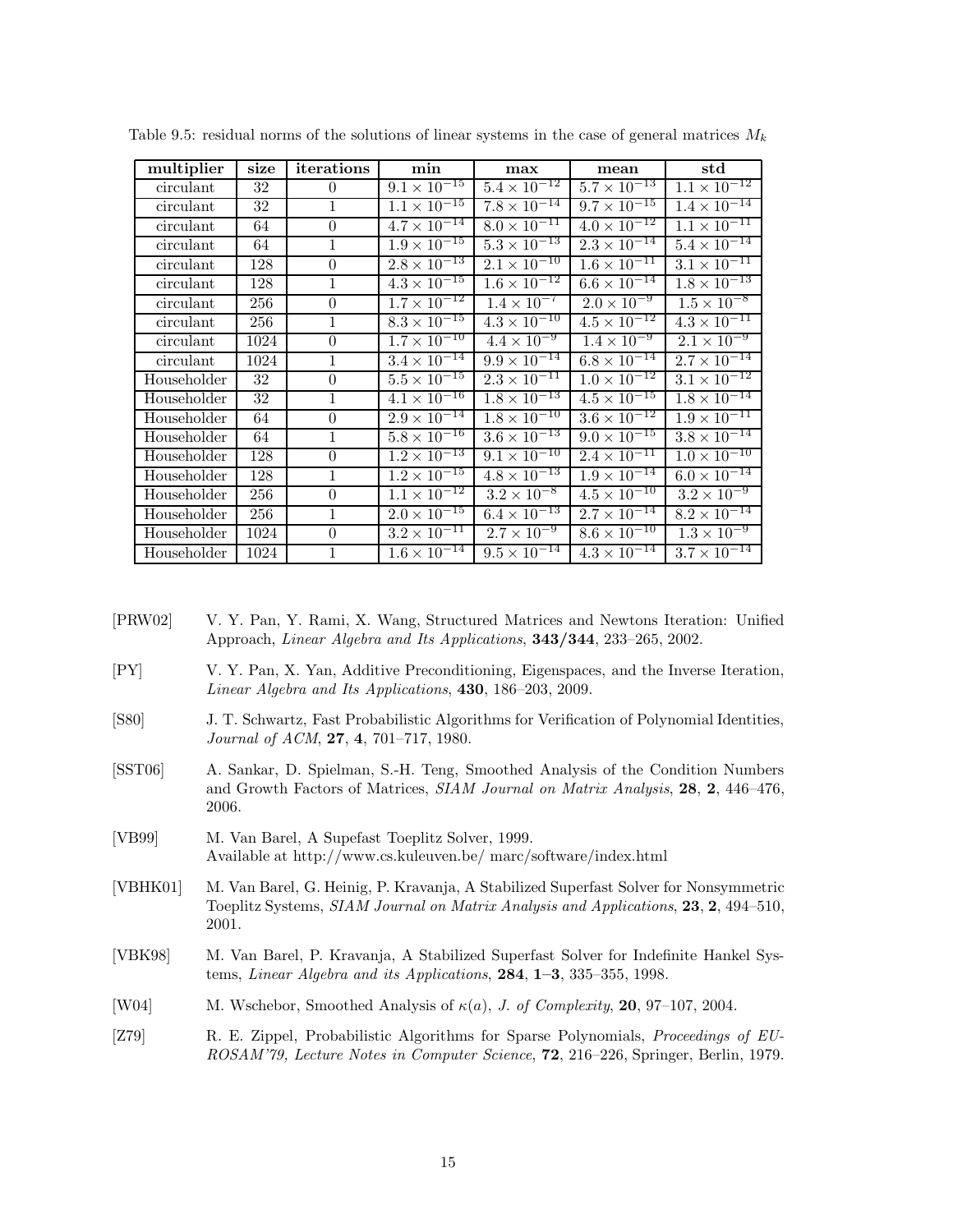Table 9.5: residual norms of the solutions of linear systems in the case of general matrices $M_k$

| multiplier | size | iterations | min | max | mean | std |
|---|---|---|---|---|---|---|
| circulant | 32 | 0 | $9.1 \times 10^{-15}$ | $5.4 \times 10^{-12}$ | $5.7 \times 10^{-13}$ | $1.1 \times 10^{-12}$ |
| circulant | 32 | 1 | $1.1 \times 10^{-15}$ | $7.8 \times 10^{-14}$ | $9.7 \times 10^{-15}$ | $1.4 \times 10^{-14}$ |
| circulant | 64 | 0 | $4.7 \times 10^{-14}$ | $8.0 \times 10^{-11}$ | $4.0 \times 10^{-12}$ | $1.1 \times 10^{-11}$ |
| circulant | 64 | 1 | $1.9 \times 10^{-15}$ | $5.3 \times 10^{-13}$ | $2.3 \times 10^{-14}$ | $5.4 \times 10^{-14}$ |
| circulant | 128 | 0 | $2.8 \times 10^{-13}$ | $2.1 \times 10^{-10}$ | $1.6 \times 10^{-11}$ | $3.1 \times 10^{-11}$ |
| circulant | 128 | 1 | $4.3 \times 10^{-15}$ | $1.6 \times 10^{-12}$ | $6.6 \times 10^{-14}$ | $1.8 \times 10^{-13}$ |
| circulant | 256 | 0 | $1.7 \times 10^{-12}$ | $1.4 \times 10^{-7}$ | $2.0 \times 10^{-9}$ | $1.5 \times 10^{-8}$ |
| circulant | 256 | 1 | $8.3 \times 10^{-15}$ | $4.3 \times 10^{-10}$ | $4.5 \times 10^{-12}$ | $4.3 \times 10^{-11}$ |
| circulant | 1024 | 0 | $1.7 \times 10^{-10}$ | $4.4 \times 10^{-9}$ | $1.4 \times 10^{-9}$ | $2.1 \times 10^{-9}$ |
| circulant | 1024 | 1 | $3.4 \times 10^{-14}$ | $9.9 \times 10^{-14}$ | $6.8 \times 10^{-14}$ | $2.7 \times 10^{-14}$ |
| Householder | 32 | 0 | $5.5 \times 10^{-15}$ | $2.3 \times 10^{-11}$ | $1.0 \times 10^{-12}$ | $3.1 \times 10^{-12}$ |
| Householder | 32 | 1 | $4.1 \times 10^{-16}$ | $1.8 \times 10^{-13}$ | $4.5 \times 10^{-15}$ | $1.8 \times 10^{-14}$ |
| Householder | 64 | 0 | $2.9 \times 10^{-14}$ | $1.8 \times 10^{-10}$ | $3.6 \times 10^{-12}$ | $1.9 \times 10^{-11}$ |
| Householder | 64 | 1 | $5.8 \times 10^{-16}$ | $3.6 \times 10^{-13}$ | $9.0 \times 10^{-15}$ | $3.8 \times 10^{-14}$ |
| Householder | 128 | 0 | $1.2 \times 10^{-13}$ | $9.1 \times 10^{-10}$ | $2.4 \times 10^{-11}$ | $1.0 \times 10^{-10}$ |
| Householder | 128 | 1 | $1.2 \times 10^{-15}$ | $4.8 \times 10^{-13}$ | $1.9 \times 10^{-14}$ | $6.0 \times 10^{-14}$ |
| Householder | 256 | 0 | $1.1 \times 10^{-12}$ | $3.2 \times 10^{-8}$ | $4.5 \times 10^{-10}$ | $3.2 \times 10^{-9}$ |
| Householder | 256 | 1 | $2.0 \times 10^{-15}$ | $6.4 \times 10^{-13}$ | $2.7 \times 10^{-14}$ | $8.2 \times 10^{-14}$ |
| Householder | 1024 | 0 | $3.2 \times 10^{-11}$ | $2.7 \times 10^{-9}$ | $8.6 \times 10^{-10}$ | $1.3 \times 10^{-9}$ |
| Householder | 1024 | 1 | $1.6 \times 10^{-14}$ | $9.5 \times 10^{-14}$ | $4.3 \times 10^{-14}$ | $3.7 \times 10^{-14}$ |

[PRW02] V. Y. Pan, Y. Rami, X. Wang, Structured Matrices and Newtons Iteration: Unified Approach, *Linear Algebra and Its Applications*, **343/344**, 233–265, 2002.

[PY] V. Y. Pan, X. Yan, Additive Preconditioning, Eigenspaces, and the Inverse Iteration, *Linear Algebra and Its Applications*, **430**, 186–203, 2009.

[S80] J. T. Schwartz, Fast Probabilistic Algorithms for Verification of Polynomial Identities, *Journal of ACM*, **27**, **4**, 701–717, 1980.

[SST06] A. Sankar, D. Spielman, S.-H. Teng, Smoothed Analysis of the Condition Numbers and Growth Factors of Matrices, *SIAM Journal on Matrix Analysis*, **28**, **2**, 446–476, 2006.

[VB99] M. Van Barel, A Supefast Toeplitz Solver, 1999. Available at http://www.cs.kuleuven.be/ marc/software/index.html

[VBHK01] M. Van Barel, G. Heinig, P. Kravanja, A Stabilized Superfast Solver for Nonsymmetric Toeplitz Systems, *SIAM Journal on Matrix Analysis and Applications*, **23**, **2**, 494–510, 2001.

[VBK98] M. Van Barel, P. Kravanja, A Stabilized Superfast Solver for Indefinite Hankel Systems, *Linear Algebra and its Applications*, **284**, **1–3**, 335–355, 1998.

[W04] M. Wschebor, Smoothed Analysis of $\kappa(a)$, *J. of Complexity*, **20**, 97–107, 2004.

[Z79] R. E. Zippel, Probabilistic Algorithms for Sparse Polynomials, *Proceedings of EUROSAM'79, Lecture Notes in Computer Science*, **72**, 216–226, Springer, Berlin, 1979.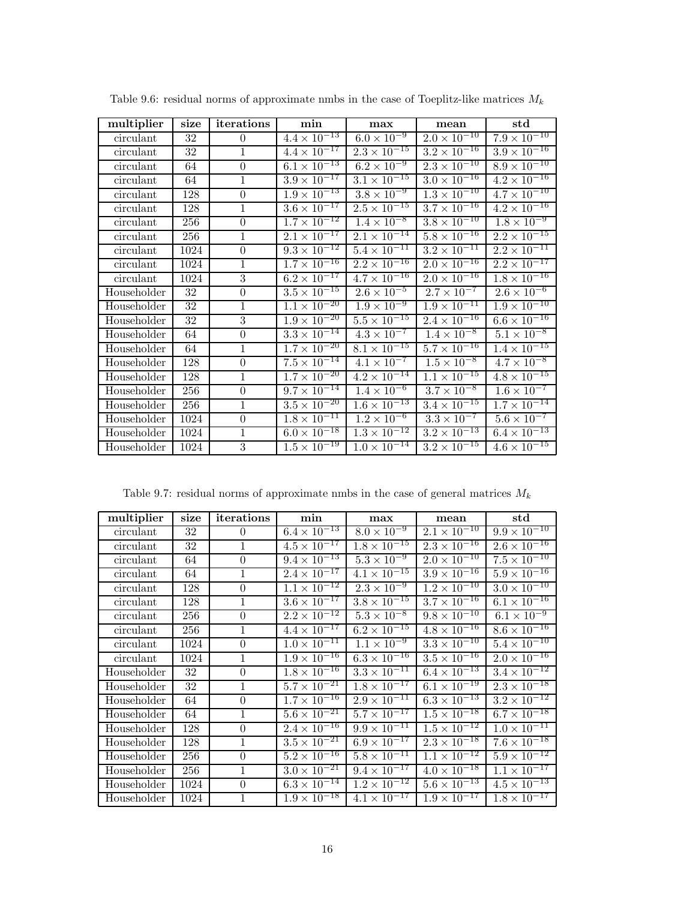Table 9.6: residual norms of approximate nmbs in the case of Toeplitz-like matrices $M_k$

| multiplier | size | iterations | min | max | mean | std |
|---|---|---|---|---|---|---|
| circulant | 32 | 0 | $4.4 \times 10^{-13}$ | $6.0 \times 10^{-9}$ | $2.0 \times 10^{-10}$ | $7.9 \times 10^{-10}$ |
| circulant | 32 | 1 | $4.4 \times 10^{-17}$ | $2.3 \times 10^{-15}$ | $3.2 \times 10^{-16}$ | $3.9 \times 10^{-16}$ |
| circulant | 64 | 0 | $6.1 \times 10^{-13}$ | $6.2 \times 10^{-9}$ | $2.3 \times 10^{-10}$ | $8.9 \times 10^{-10}$ |
| circulant | 64 | 1 | $3.9 \times 10^{-17}$ | $3.1 \times 10^{-15}$ | $3.0 \times 10^{-16}$ | $4.2 \times 10^{-16}$ |
| circulant | 128 | 0 | $1.9 \times 10^{-13}$ | $3.8 \times 10^{-9}$ | $1.3 \times 10^{-10}$ | $4.7 \times 10^{-10}$ |
| circulant | 128 | 1 | $3.6 \times 10^{-17}$ | $2.5 \times 10^{-15}$ | $3.7 \times 10^{-16}$ | $4.2 \times 10^{-16}$ |
| circulant | 256 | 0 | $1.7 \times 10^{-12}$ | $1.4 \times 10^{-8}$ | $3.8 \times 10^{-10}$ | $1.8 \times 10^{-9}$ |
| circulant | 256 | 1 | $2.1 \times 10^{-17}$ | $2.1 \times 10^{-14}$ | $5.8 \times 10^{-16}$ | $2.2 \times 10^{-15}$ |
| circulant | 1024 | 0 | $9.3 \times 10^{-12}$ | $5.4 \times 10^{-11}$ | $3.2 \times 10^{-11}$ | $2.2 \times 10^{-11}$ |
| circulant | 1024 | 1 | $1.7 \times 10^{-16}$ | $2.2 \times 10^{-16}$ | $2.0 \times 10^{-16}$ | $2.2 \times 10^{-17}$ |
| circulant | 1024 | 3 | $6.2 \times 10^{-17}$ | $4.7 \times 10^{-16}$ | $2.0 \times 10^{-16}$ | $1.8 \times 10^{-16}$ |
| Householder | 32 | 0 | $3.5 \times 10^{-15}$ | $2.6 \times 10^{-5}$ | $2.7 \times 10^{-7}$ | $2.6 \times 10^{-6}$ |
| Householder | 32 | 1 | $1.1 \times 10^{-20}$ | $1.9 \times 10^{-9}$ | $1.9 \times 10^{-11}$ | $1.9 \times 10^{-10}$ |
| Householder | 32 | 3 | $1.9 \times 10^{-20}$ | $5.5 \times 10^{-15}$ | $2.4 \times 10^{-16}$ | $6.6 \times 10^{-16}$ |
| Householder | 64 | 0 | $3.3 \times 10^{-14}$ | $4.3 \times 10^{-7}$ | $1.4 \times 10^{-8}$ | $5.1 \times 10^{-8}$ |
| Householder | 64 | 1 | $1.7 \times 10^{-20}$ | $8.1 \times 10^{-15}$ | $5.7 \times 10^{-16}$ | $1.4 \times 10^{-15}$ |
| Householder | 128 | 0 | $7.5 \times 10^{-14}$ | $4.1 \times 10^{-7}$ | $1.5 \times 10^{-8}$ | $4.7 \times 10^{-8}$ |
| Householder | 128 | 1 | $1.7 \times 10^{-20}$ | $4.2 \times 10^{-14}$ | $1.1 \times 10^{-15}$ | $4.8 \times 10^{-15}$ |
| Householder | 256 | 0 | $9.7 \times 10^{-14}$ | $1.4 \times 10^{-6}$ | $3.7 \times 10^{-8}$ | $1.6 \times 10^{-7}$ |
| Householder | 256 | 1 | $3.5 \times 10^{-20}$ | $1.6 \times 10^{-13}$ | $3.4 \times 10^{-15}$ | $1.7 \times 10^{-14}$ |
| Householder | 1024 | 0 | $1.8 \times 10^{-11}$ | $1.2 \times 10^{-6}$ | $3.3 \times 10^{-7}$ | $5.6 \times 10^{-7}$ |
| Householder | 1024 | 1 | $6.0 \times 10^{-18}$ | $1.3 \times 10^{-12}$ | $3.2 \times 10^{-13}$ | $6.4 \times 10^{-13}$ |
| Householder | 1024 | 3 | $1.5 \times 10^{-19}$ | $1.0 \times 10^{-14}$ | $3.2 \times 10^{-15}$ | $4.6 \times 10^{-15}$ |

Table 9.7: residual norms of approximate nmbs in the case of general matrices $M_k$

| multiplier | size | iterations | min | max | mean | std |
|---|---|---|---|---|---|---|
| circulant | 32 | 0 | $6.4 \times 10^{-13}$ | $8.0 \times 10^{-9}$ | $2.1 \times 10^{-10}$ | $9.9 \times 10^{-10}$ |
| circulant | 32 | 1 | $4.5 \times 10^{-17}$ | $1.8 \times 10^{-15}$ | $2.3 \times 10^{-16}$ | $2.6 \times 10^{-16}$ |
| circulant | 64 | 0 | $9.4 \times 10^{-13}$ | $5.3 \times 10^{-9}$ | $2.0 \times 10^{-10}$ | $7.5 \times 10^{-10}$ |
| circulant | 64 | 1 | $2.4 \times 10^{-17}$ | $4.1 \times 10^{-15}$ | $3.9 \times 10^{-16}$ | $5.9 \times 10^{-16}$ |
| circulant | 128 | 0 | $1.1 \times 10^{-12}$ | $2.3 \times 10^{-9}$ | $1.2 \times 10^{-10}$ | $3.0 \times 10^{-10}$ |
| circulant | 128 | 1 | $3.6 \times 10^{-17}$ | $3.8 \times 10^{-15}$ | $3.7 \times 10^{-16}$ | $6.1 \times 10^{-16}$ |
| circulant | 256 | 0 | $2.2 \times 10^{-12}$ | $5.3 \times 10^{-8}$ | $9.8 \times 10^{-10}$ | $6.1 \times 10^{-9}$ |
| circulant | 256 | 1 | $4.4 \times 10^{-17}$ | $6.2 \times 10^{-15}$ | $4.8 \times 10^{-16}$ | $8.6 \times 10^{-16}$ |
| circulant | 1024 | 0 | $1.0 \times 10^{-11}$ | $1.1 \times 10^{-9}$ | $3.3 \times 10^{-10}$ | $5.4 \times 10^{-10}$ |
| circulant | 1024 | 1 | $1.9 \times 10^{-16}$ | $6.3 \times 10^{-16}$ | $3.5 \times 10^{-16}$ | $2.0 \times 10^{-16}$ |
| Householder | 32 | 0 | $1.8 \times 10^{-16}$ | $3.3 \times 10^{-11}$ | $6.4 \times 10^{-13}$ | $3.4 \times 10^{-12}$ |
| Householder | 32 | 1 | $5.7 \times 10^{-21}$ | $1.8 \times 10^{-17}$ | $6.1 \times 10^{-19}$ | $2.3 \times 10^{-18}$ |
| Householder | 64 | 0 | $1.7 \times 10^{-16}$ | $2.9 \times 10^{-11}$ | $6.3 \times 10^{-13}$ | $3.2 \times 10^{-12}$ |
| Householder | 64 | 1 | $5.6 \times 10^{-21}$ | $5.7 \times 10^{-17}$ | $1.5 \times 10^{-18}$ | $6.7 \times 10^{-18}$ |
| Householder | 128 | 0 | $2.4 \times 10^{-16}$ | $9.9 \times 10^{-11}$ | $1.5 \times 10^{-12}$ | $1.0 \times 10^{-11}$ |
| Householder | 128 | 1 | $3.5 \times 10^{-21}$ | $6.9 \times 10^{-17}$ | $2.3 \times 10^{-18}$ | $7.6 \times 10^{-18}$ |
| Householder | 256 | 0 | $5.2 \times 10^{-16}$ | $5.8 \times 10^{-11}$ | $1.1 \times 10^{-12}$ | $5.9 \times 10^{-12}$ |
| Householder | 256 | 1 | $3.0 \times 10^{-21}$ | $9.4 \times 10^{-17}$ | $4.0 \times 10^{-18}$ | $1.1 \times 10^{-17}$ |
| Householder | 1024 | 0 | $6.3 \times 10^{-14}$ | $1.2 \times 10^{-12}$ | $5.6 \times 10^{-13}$ | $4.5 \times 10^{-13}$ |
| Householder | 1024 | 1 | $1.9 \times 10^{-18}$ | $4.1 \times 10^{-17}$ | $1.9 \times 10^{-17}$ | $1.8 \times 10^{-17}$ |